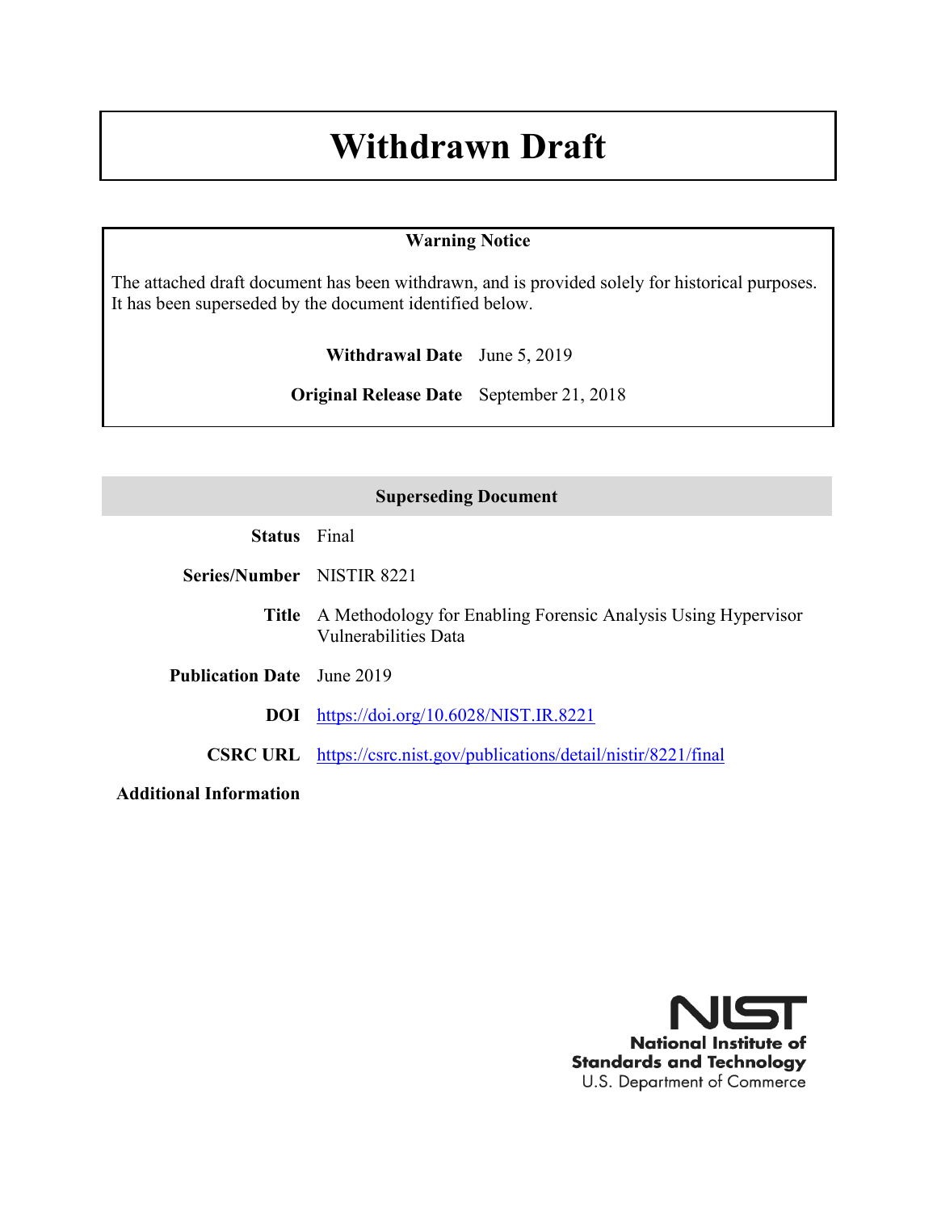# Withdrawn Draft

**Warning Notice**

The attached draft document has been withdrawn, and is provided solely for historical purposes. It has been superseded by the document identified below.

**Withdrawal Date** June 5, 2019

**Original Release Date** September 21, 2018

| Superseding Document | |
|---|---|
| **Status** | Final |
| **Series/Number** | NISTIR 8221 |
| **Title** | A Methodology for Enabling Forensic Analysis Using Hypervisor Vulnerabilities Data |
| **Publication Date** | June 2019 |
| **DOI** | https://doi.org/10.6028/NIST.IR.8221 |
| **CSRC URL** | https://csrc.nist.gov/publications/detail/nistir/8221/final |
| **Additional Information** | |

National Institute of Standards and Technology
U.S. Department of Commerce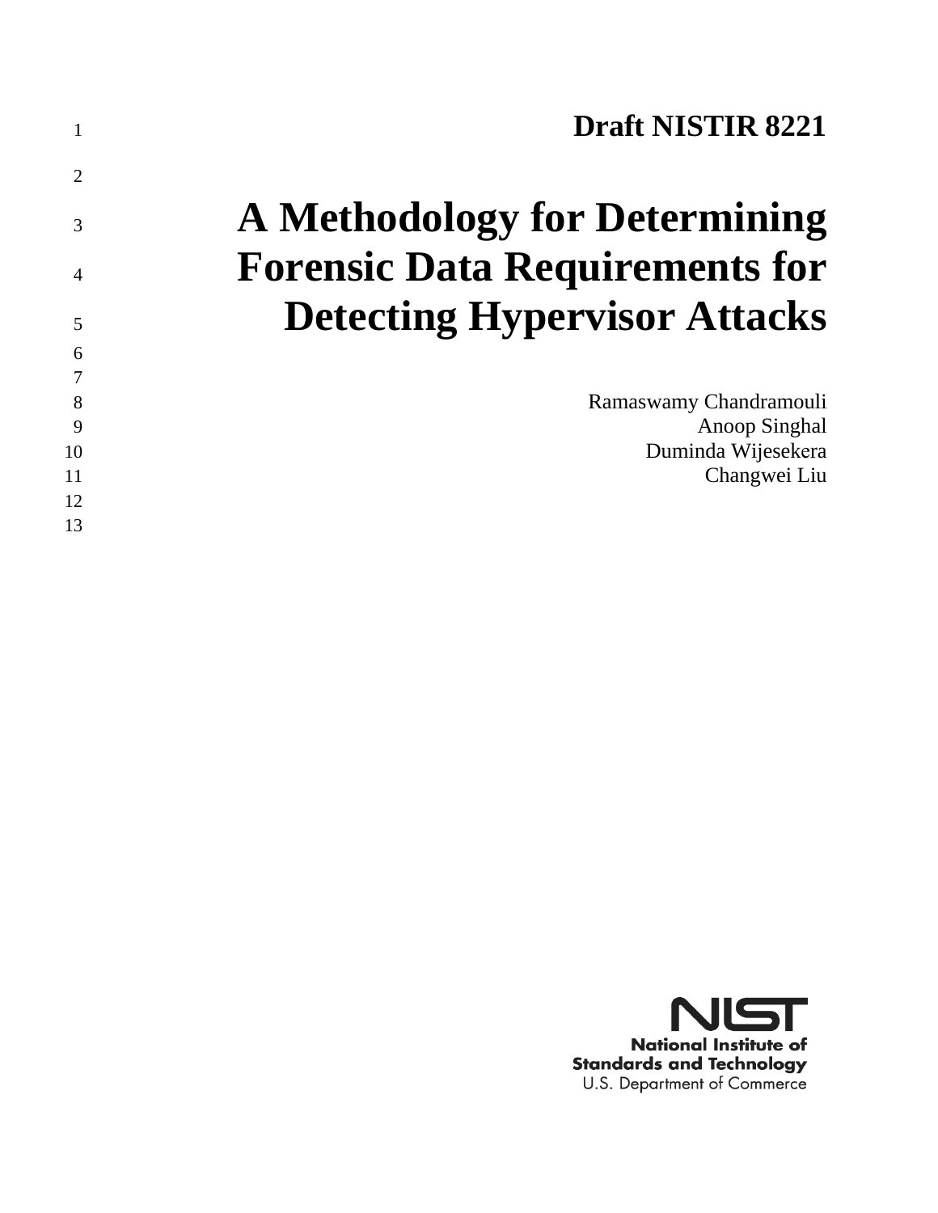**Draft NISTIR 8221**

# A Methodology for Determining Forensic Data Requirements for Detecting Hypervisor Attacks

Ramaswamy Chandramouli
Anoop Singhal
Duminda Wijesekera
Changwei Liu

National Institute of Standards and Technology
U.S. Department of Commerce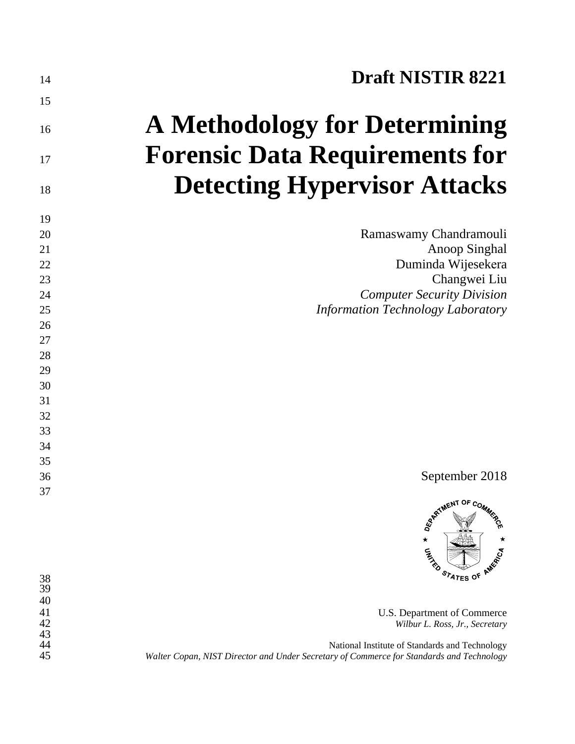**Draft NISTIR 8221**

# A Methodology for Determining Forensic Data Requirements for Detecting Hypervisor Attacks

Ramaswamy Chandramouli
Anoop Singhal
Duminda Wijesekera
Changwei Liu
*Computer Security Division*
*Information Technology Laboratory*

September 2018

U.S. Department of Commerce
*Wilbur L. Ross, Jr., Secretary*

National Institute of Standards and Technology
*Walter Copan, NIST Director and Under Secretary of Commerce for Standards and Technology*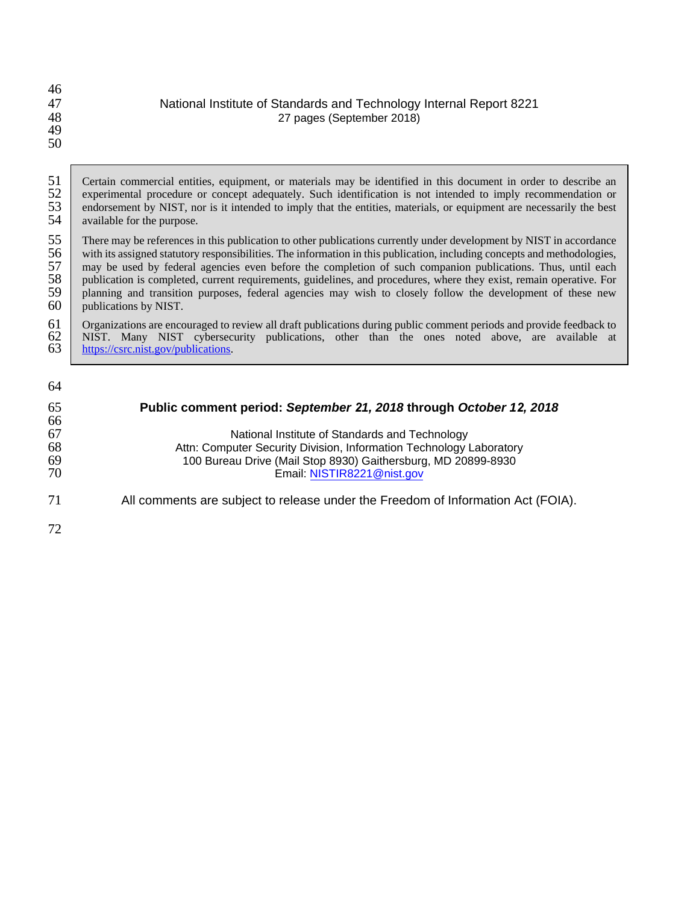National Institute of Standards and Technology Internal Report 8221
27 pages (September 2018)

Certain commercial entities, equipment, or materials may be identified in this document in order to describe an experimental procedure or concept adequately. Such identification is not intended to imply recommendation or endorsement by NIST, nor is it intended to imply that the entities, materials, or equipment are necessarily the best available for the purpose.

There may be references in this publication to other publications currently under development by NIST in accordance with its assigned statutory responsibilities. The information in this publication, including concepts and methodologies, may be used by federal agencies even before the completion of such companion publications. Thus, until each publication is completed, current requirements, guidelines, and procedures, where they exist, remain operative. For planning and transition purposes, federal agencies may wish to closely follow the development of these new publications by NIST.

Organizations are encouraged to review all draft publications during public comment periods and provide feedback to NIST. Many NIST cybersecurity publications, other than the ones noted above, are available at https://csrc.nist.gov/publications.

**Public comment period: *September 21, 2018* through *October 12, 2018***

National Institute of Standards and Technology
Attn: Computer Security Division, Information Technology Laboratory
100 Bureau Drive (Mail Stop 8930) Gaithersburg, MD 20899-8930
Email: NISTIR8221@nist.gov

All comments are subject to release under the Freedom of Information Act (FOIA).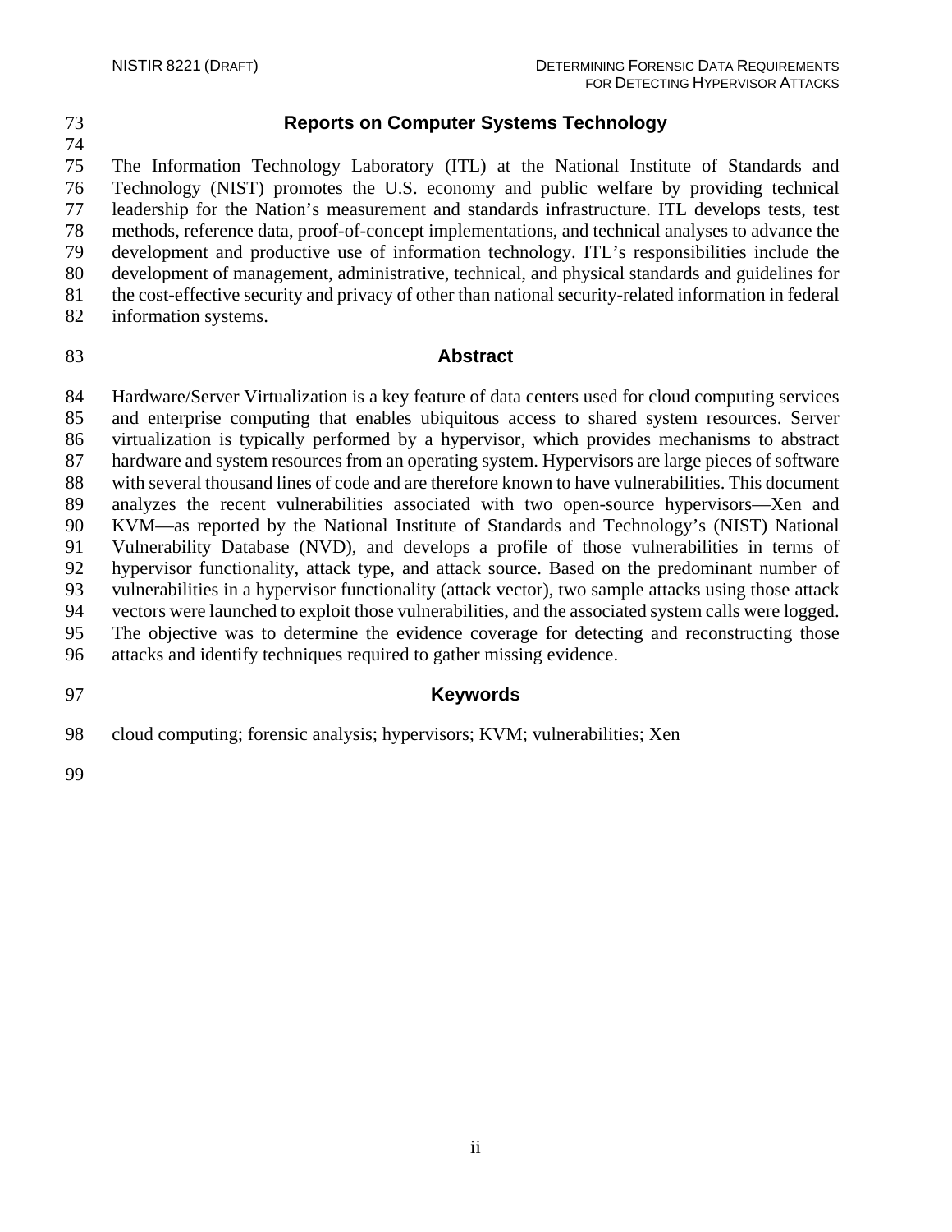## Reports on Computer Systems Technology

The Information Technology Laboratory (ITL) at the National Institute of Standards and Technology (NIST) promotes the U.S. economy and public welfare by providing technical leadership for the Nation's measurement and standards infrastructure. ITL develops tests, test methods, reference data, proof-of-concept implementations, and technical analyses to advance the development and productive use of information technology. ITL's responsibilities include the development of management, administrative, technical, and physical standards and guidelines for the cost-effective security and privacy of other than national security-related information in federal information systems.

## Abstract

Hardware/Server Virtualization is a key feature of data centers used for cloud computing services and enterprise computing that enables ubiquitous access to shared system resources. Server virtualization is typically performed by a hypervisor, which provides mechanisms to abstract hardware and system resources from an operating system. Hypervisors are large pieces of software with several thousand lines of code and are therefore known to have vulnerabilities. This document analyzes the recent vulnerabilities associated with two open-source hypervisors—Xen and KVM—as reported by the National Institute of Standards and Technology's (NIST) National Vulnerability Database (NVD), and develops a profile of those vulnerabilities in terms of hypervisor functionality, attack type, and attack source. Based on the predominant number of vulnerabilities in a hypervisor functionality (attack vector), two sample attacks using those attack vectors were launched to exploit those vulnerabilities, and the associated system calls were logged. The objective was to determine the evidence coverage for detecting and reconstructing those attacks and identify techniques required to gather missing evidence.

## Keywords

cloud computing; forensic analysis; hypervisors; KVM; vulnerabilities; Xen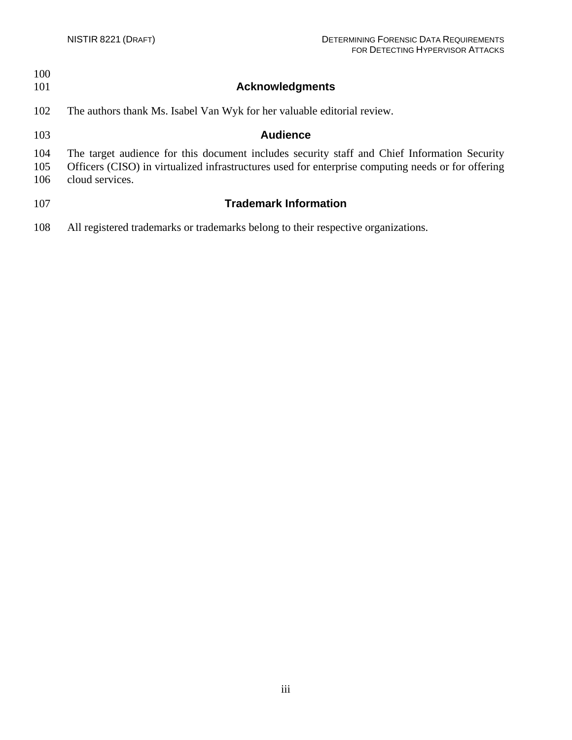## Acknowledgments

The authors thank Ms. Isabel Van Wyk for her valuable editorial review.

## Audience

The target audience for this document includes security staff and Chief Information Security Officers (CISO) in virtualized infrastructures used for enterprise computing needs or for offering cloud services.

## Trademark Information

All registered trademarks or trademarks belong to their respective organizations.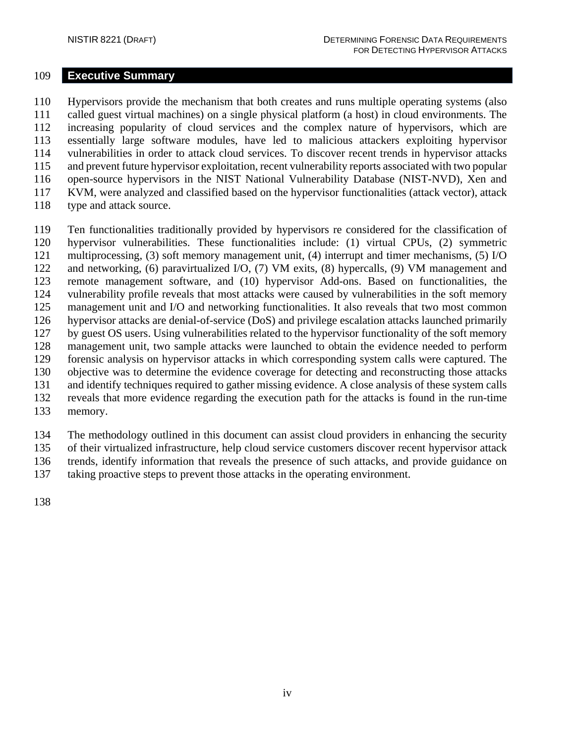# Executive Summary

Hypervisors provide the mechanism that both creates and runs multiple operating systems (also called guest virtual machines) on a single physical platform (a host) in cloud environments. The increasing popularity of cloud services and the complex nature of hypervisors, which are essentially large software modules, have led to malicious attackers exploiting hypervisor vulnerabilities in order to attack cloud services. To discover recent trends in hypervisor attacks and prevent future hypervisor exploitation, recent vulnerability reports associated with two popular open-source hypervisors in the NIST National Vulnerability Database (NIST-NVD), Xen and KVM, were analyzed and classified based on the hypervisor functionalities (attack vector), attack type and attack source.

Ten functionalities traditionally provided by hypervisors re considered for the classification of hypervisor vulnerabilities. These functionalities include: (1) virtual CPUs, (2) symmetric multiprocessing, (3) soft memory management unit, (4) interrupt and timer mechanisms, (5) I/O and networking, (6) paravirtualized I/O, (7) VM exits, (8) hypercalls, (9) VM management and remote management software, and (10) hypervisor Add-ons. Based on functionalities, the vulnerability profile reveals that most attacks were caused by vulnerabilities in the soft memory management unit and I/O and networking functionalities. It also reveals that two most common hypervisor attacks are denial-of-service (DoS) and privilege escalation attacks launched primarily by guest OS users. Using vulnerabilities related to the hypervisor functionality of the soft memory management unit, two sample attacks were launched to obtain the evidence needed to perform forensic analysis on hypervisor attacks in which corresponding system calls were captured. The objective was to determine the evidence coverage for detecting and reconstructing those attacks and identify techniques required to gather missing evidence. A close analysis of these system calls reveals that more evidence regarding the execution path for the attacks is found in the run-time memory.

The methodology outlined in this document can assist cloud providers in enhancing the security of their virtualized infrastructure, help cloud service customers discover recent hypervisor attack trends, identify information that reveals the presence of such attacks, and provide guidance on taking proactive steps to prevent those attacks in the operating environment.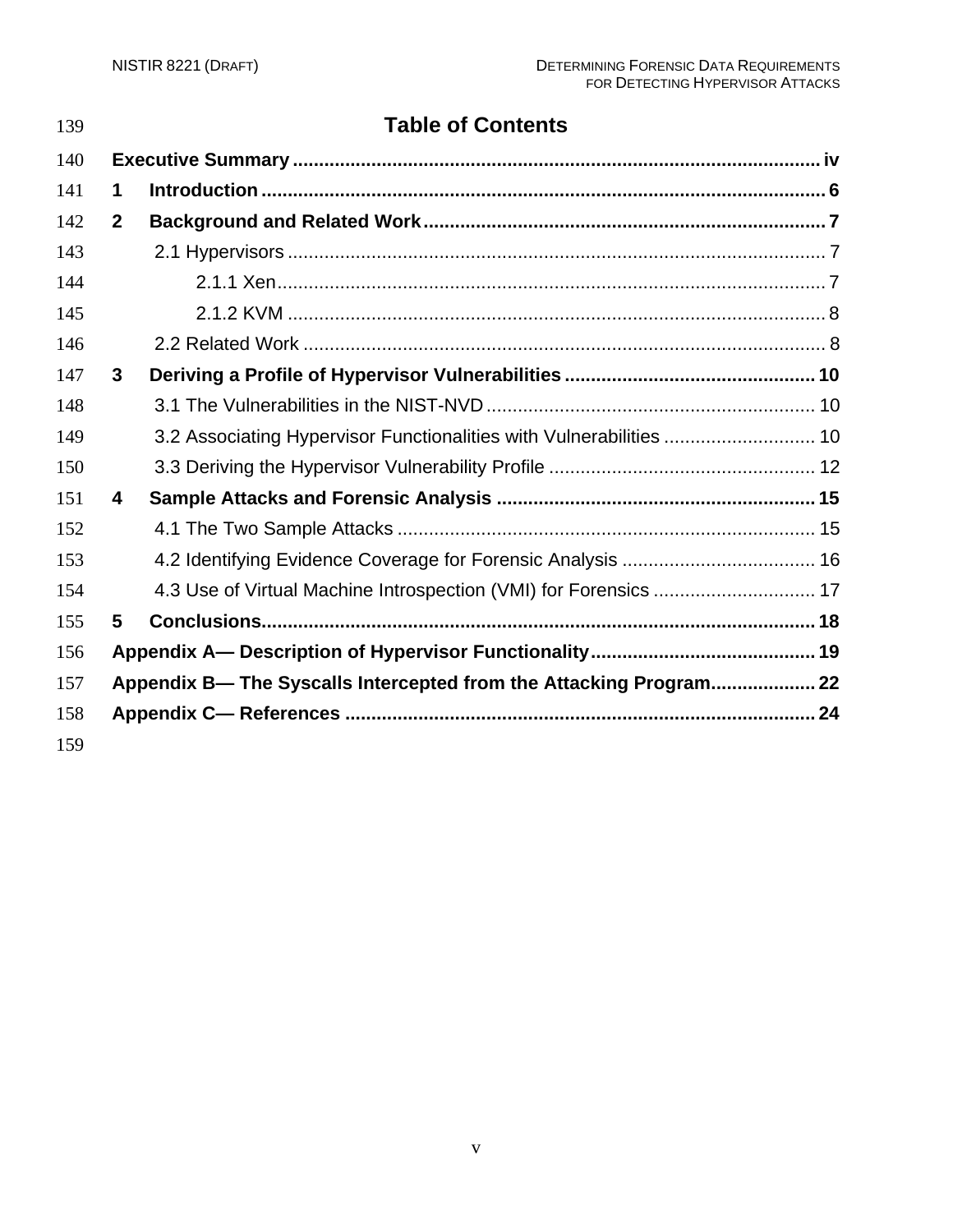# Table of Contents

**Executive Summary** ........ **iv**

**1 Introduction** ........ **6**

**2 Background and Related Work** ........ **7**

- 2.1 Hypervisors ........ 7
  - 2.1.1 Xen ........ 7
  - 2.1.2 KVM ........ 8
- 2.2 Related Work ........ 8

**3 Deriving a Profile of Hypervisor Vulnerabilities** ........ **10**

- 3.1 The Vulnerabilities in the NIST-NVD ........ 10
- 3.2 Associating Hypervisor Functionalities with Vulnerabilities ........ 10
- 3.3 Deriving the Hypervisor Vulnerability Profile ........ 12

**4 Sample Attacks and Forensic Analysis** ........ **15**

- 4.1 The Two Sample Attacks ........ 15
- 4.2 Identifying Evidence Coverage for Forensic Analysis ........ 16
- 4.3 Use of Virtual Machine Introspection (VMI) for Forensics ........ 17

**5 Conclusions** ........ **18**

**Appendix A— Description of Hypervisor Functionality** ........ **19**

**Appendix B— The Syscalls Intercepted from the Attacking Program** ........ **22**

**Appendix C— References** ........ **24**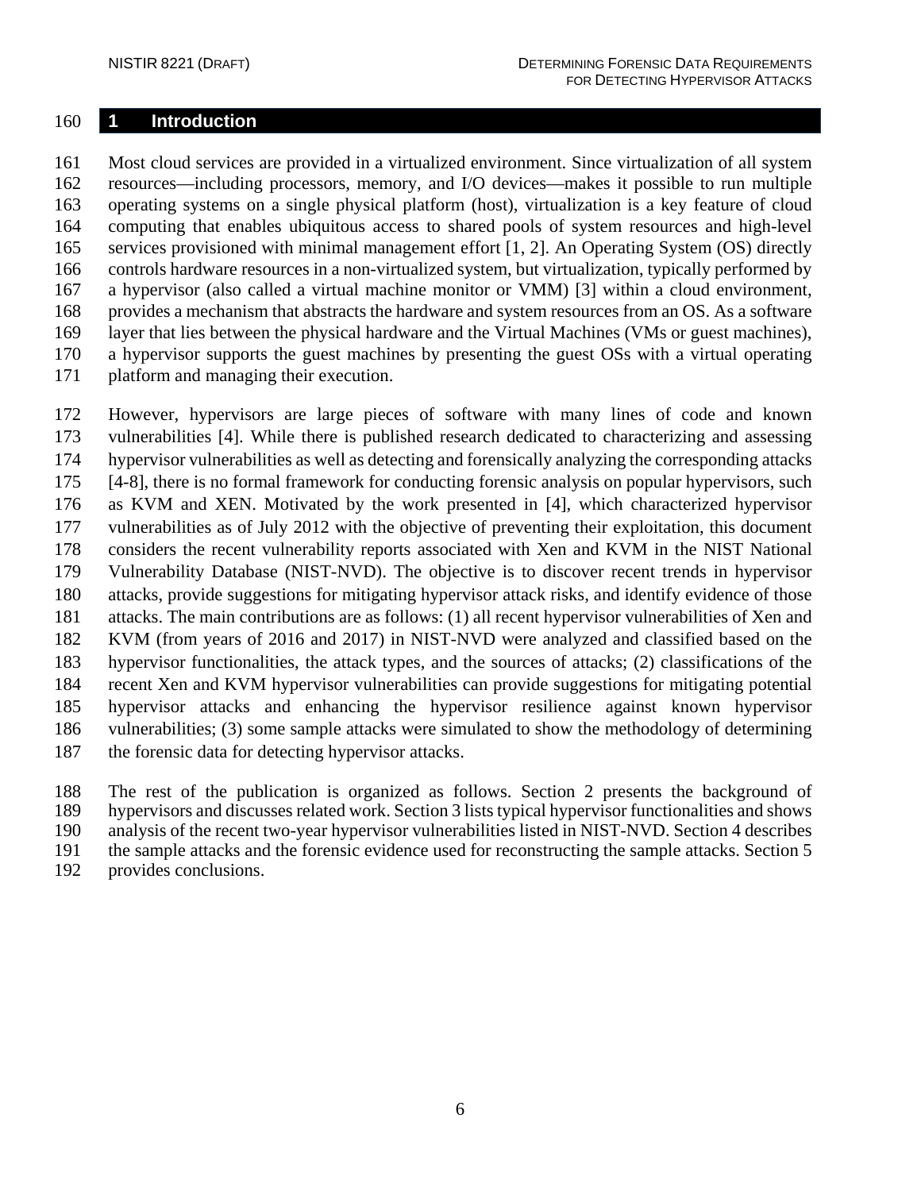# 1 Introduction

Most cloud services are provided in a virtualized environment. Since virtualization of all system resources—including processors, memory, and I/O devices—makes it possible to run multiple operating systems on a single physical platform (host), virtualization is a key feature of cloud computing that enables ubiquitous access to shared pools of system resources and high-level services provisioned with minimal management effort [1, 2]. An Operating System (OS) directly controls hardware resources in a non-virtualized system, but virtualization, typically performed by a hypervisor (also called a virtual machine monitor or VMM) [3] within a cloud environment, provides a mechanism that abstracts the hardware and system resources from an OS. As a software layer that lies between the physical hardware and the Virtual Machines (VMs or guest machines), a hypervisor supports the guest machines by presenting the guest OSs with a virtual operating platform and managing their execution.

However, hypervisors are large pieces of software with many lines of code and known vulnerabilities [4]. While there is published research dedicated to characterizing and assessing hypervisor vulnerabilities as well as detecting and forensically analyzing the corresponding attacks [4-8], there is no formal framework for conducting forensic analysis on popular hypervisors, such as KVM and XEN. Motivated by the work presented in [4], which characterized hypervisor vulnerabilities as of July 2012 with the objective of preventing their exploitation, this document considers the recent vulnerability reports associated with Xen and KVM in the NIST National Vulnerability Database (NIST-NVD). The objective is to discover recent trends in hypervisor attacks, provide suggestions for mitigating hypervisor attack risks, and identify evidence of those attacks. The main contributions are as follows: (1) all recent hypervisor vulnerabilities of Xen and KVM (from years of 2016 and 2017) in NIST-NVD were analyzed and classified based on the hypervisor functionalities, the attack types, and the sources of attacks; (2) classifications of the recent Xen and KVM hypervisor vulnerabilities can provide suggestions for mitigating potential hypervisor attacks and enhancing the hypervisor resilience against known hypervisor vulnerabilities; (3) some sample attacks were simulated to show the methodology of determining the forensic data for detecting hypervisor attacks.

The rest of the publication is organized as follows. Section 2 presents the background of hypervisors and discusses related work. Section 3 lists typical hypervisor functionalities and shows analysis of the recent two-year hypervisor vulnerabilities listed in NIST-NVD. Section 4 describes the sample attacks and the forensic evidence used for reconstructing the sample attacks. Section 5 provides conclusions.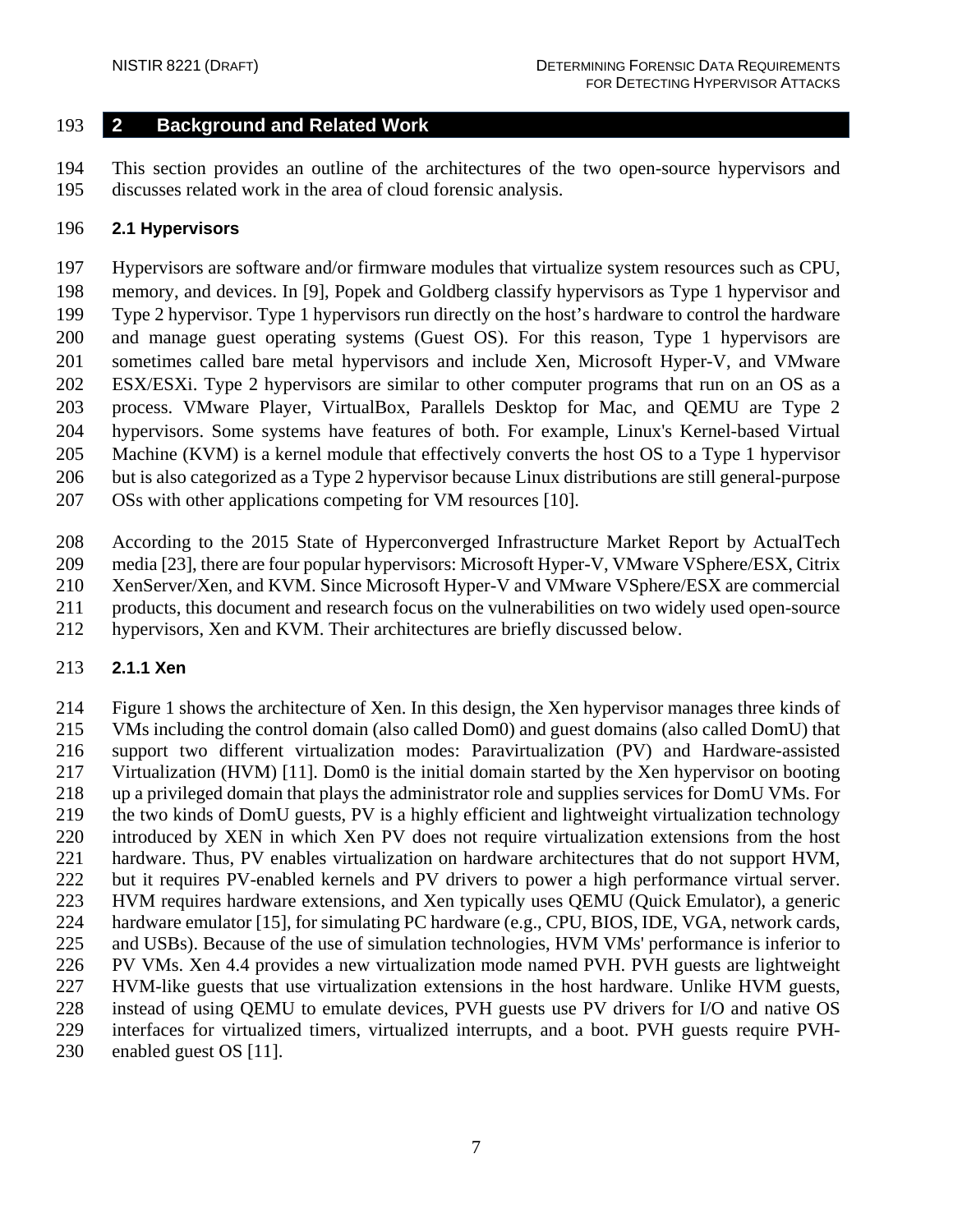# 2 Background and Related Work

This section provides an outline of the architectures of the two open-source hypervisors and discusses related work in the area of cloud forensic analysis.

## 2.1 Hypervisors

Hypervisors are software and/or firmware modules that virtualize system resources such as CPU, memory, and devices. In [9], Popek and Goldberg classify hypervisors as Type 1 hypervisor and Type 2 hypervisor. Type 1 hypervisors run directly on the host's hardware to control the hardware and manage guest operating systems (Guest OS). For this reason, Type 1 hypervisors are sometimes called bare metal hypervisors and include Xen, Microsoft Hyper-V, and VMware ESX/ESXi. Type 2 hypervisors are similar to other computer programs that run on an OS as a process. VMware Player, VirtualBox, Parallels Desktop for Mac, and QEMU are Type 2 hypervisors. Some systems have features of both. For example, Linux's Kernel-based Virtual Machine (KVM) is a kernel module that effectively converts the host OS to a Type 1 hypervisor but is also categorized as a Type 2 hypervisor because Linux distributions are still general-purpose OSs with other applications competing for VM resources [10].

According to the 2015 State of Hyperconverged Infrastructure Market Report by ActualTech media [23], there are four popular hypervisors: Microsoft Hyper-V, VMware VSphere/ESX, Citrix XenServer/Xen, and KVM. Since Microsoft Hyper-V and VMware VSphere/ESX are commercial products, this document and research focus on the vulnerabilities on two widely used open-source hypervisors, Xen and KVM. Their architectures are briefly discussed below.

### 2.1.1 Xen

Figure 1 shows the architecture of Xen. In this design, the Xen hypervisor manages three kinds of VMs including the control domain (also called Dom0) and guest domains (also called DomU) that support two different virtualization modes: Paravirtualization (PV) and Hardware-assisted Virtualization (HVM) [11]. Dom0 is the initial domain started by the Xen hypervisor on booting up a privileged domain that plays the administrator role and supplies services for DomU VMs. For the two kinds of DomU guests, PV is a highly efficient and lightweight virtualization technology introduced by XEN in which Xen PV does not require virtualization extensions from the host hardware. Thus, PV enables virtualization on hardware architectures that do not support HVM, but it requires PV-enabled kernels and PV drivers to power a high performance virtual server. HVM requires hardware extensions, and Xen typically uses QEMU (Quick Emulator), a generic hardware emulator [15], for simulating PC hardware (e.g., CPU, BIOS, IDE, VGA, network cards, and USBs). Because of the use of simulation technologies, HVM VMs' performance is inferior to PV VMs. Xen 4.4 provides a new virtualization mode named PVH. PVH guests are lightweight HVM-like guests that use virtualization extensions in the host hardware. Unlike HVM guests, instead of using QEMU to emulate devices, PVH guests use PV drivers for I/O and native OS interfaces for virtualized timers, virtualized interrupts, and a boot. PVH guests require PVH-enabled guest OS [11].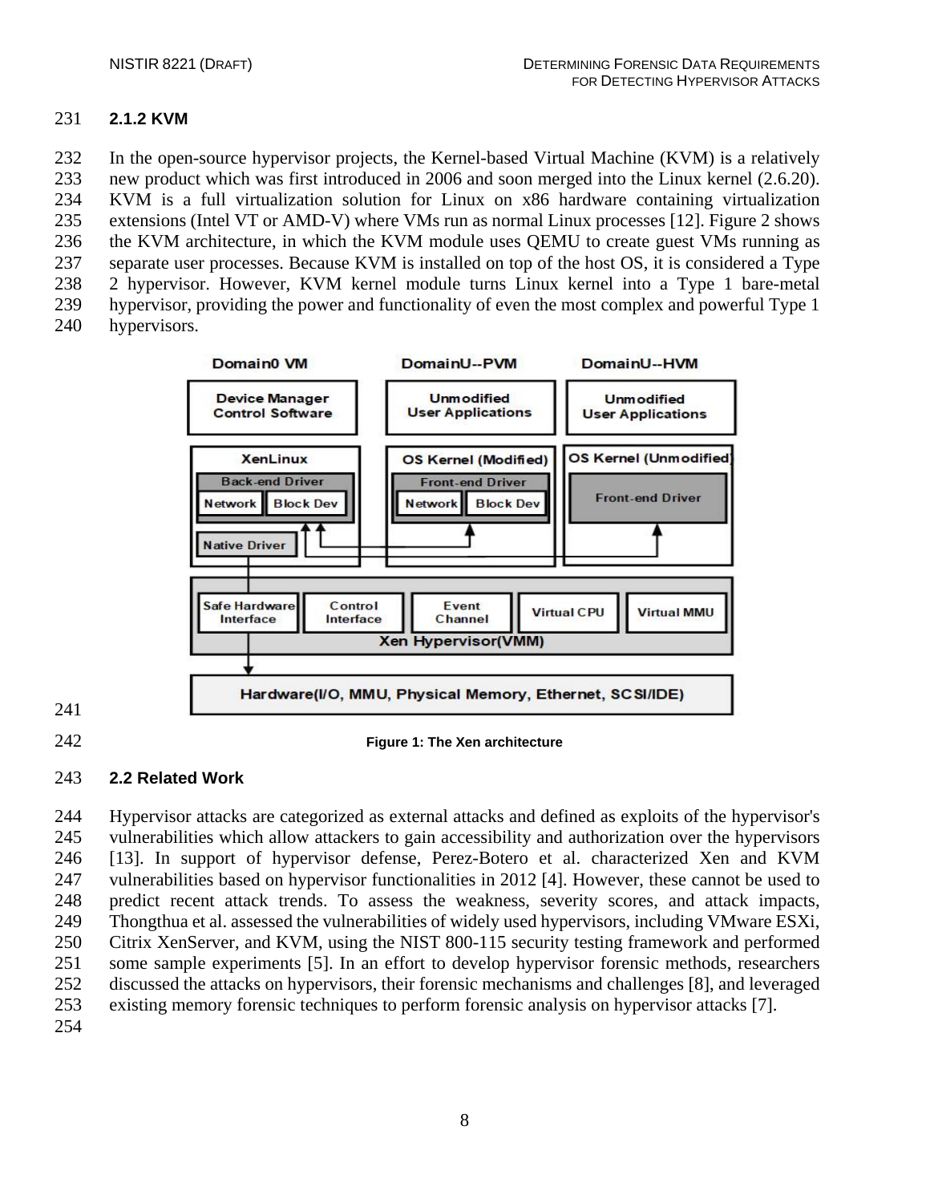### 2.1.2 KVM

In the open-source hypervisor projects, the Kernel-based Virtual Machine (KVM) is a relatively new product which was first introduced in 2006 and soon merged into the Linux kernel (2.6.20). KVM is a full virtualization solution for Linux on x86 hardware containing virtualization extensions (Intel VT or AMD-V) where VMs run as normal Linux processes [12]. Figure 2 shows the KVM architecture, in which the KVM module uses QEMU to create guest VMs running as separate user processes. Because KVM is installed on top of the host OS, it is considered a Type 2 hypervisor. However, KVM kernel module turns Linux kernel into a Type 1 bare-metal hypervisor, providing the power and functionality of even the most complex and powerful Type 1 hypervisors.

**Figure 1: The Xen architecture**

## 2.2 Related Work

Hypervisor attacks are categorized as external attacks and defined as exploits of the hypervisor's vulnerabilities which allow attackers to gain accessibility and authorization over the hypervisors [13]. In support of hypervisor defense, Perez-Botero et al. characterized Xen and KVM vulnerabilities based on hypervisor functionalities in 2012 [4]. However, these cannot be used to predict recent attack trends. To assess the weakness, severity scores, and attack impacts, Thongthua et al. assessed the vulnerabilities of widely used hypervisors, including VMware ESXi, Citrix XenServer, and KVM, using the NIST 800-115 security testing framework and performed some sample experiments [5]. In an effort to develop hypervisor forensic methods, researchers discussed the attacks on hypervisors, their forensic mechanisms and challenges [8], and leveraged existing memory forensic techniques to perform forensic analysis on hypervisor attacks [7].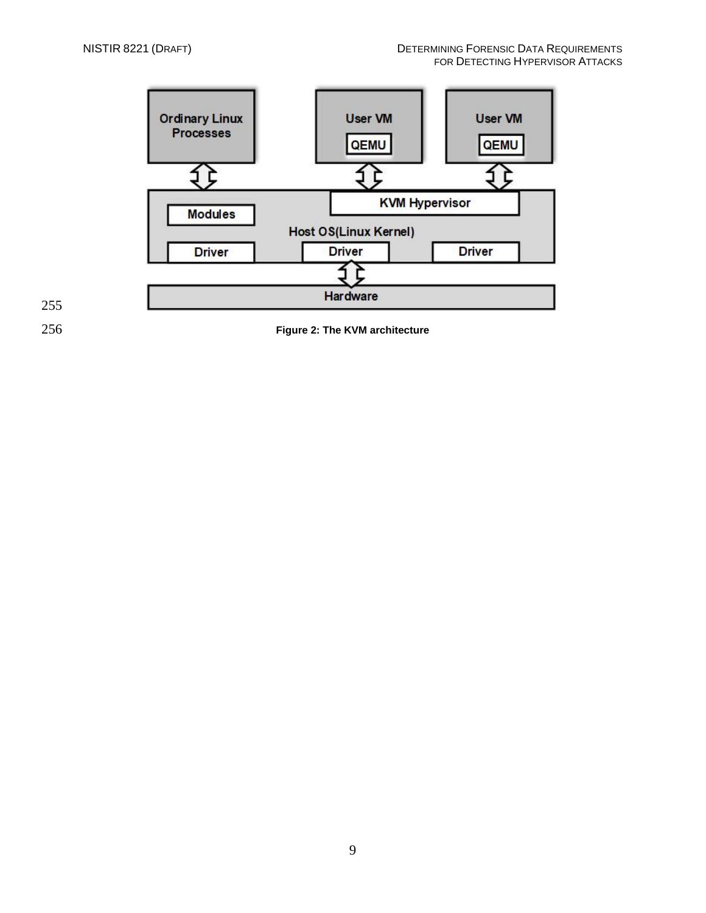Figure 2: The KVM architecture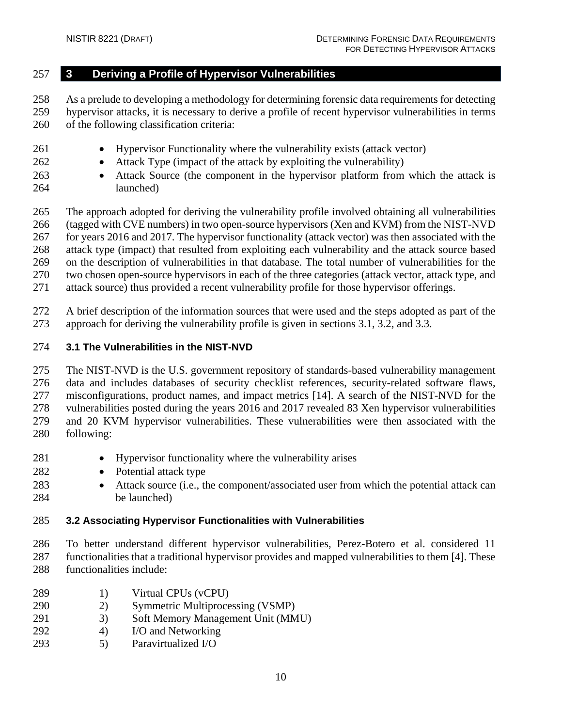# 3 Deriving a Profile of Hypervisor Vulnerabilities

As a prelude to developing a methodology for determining forensic data requirements for detecting hypervisor attacks, it is necessary to derive a profile of recent hypervisor vulnerabilities in terms of the following classification criteria:

- Hypervisor Functionality where the vulnerability exists (attack vector)
- Attack Type (impact of the attack by exploiting the vulnerability)
- Attack Source (the component in the hypervisor platform from which the attack is launched)

The approach adopted for deriving the vulnerability profile involved obtaining all vulnerabilities (tagged with CVE numbers) in two open-source hypervisors (Xen and KVM) from the NIST-NVD for years 2016 and 2017. The hypervisor functionality (attack vector) was then associated with the attack type (impact) that resulted from exploiting each vulnerability and the attack source based on the description of vulnerabilities in that database. The total number of vulnerabilities for the two chosen open-source hypervisors in each of the three categories (attack vector, attack type, and attack source) thus provided a recent vulnerability profile for those hypervisor offerings.

A brief description of the information sources that were used and the steps adopted as part of the approach for deriving the vulnerability profile is given in sections 3.1, 3.2, and 3.3.

## 3.1 The Vulnerabilities in the NIST-NVD

The NIST-NVD is the U.S. government repository of standards-based vulnerability management data and includes databases of security checklist references, security-related software flaws, misconfigurations, product names, and impact metrics [14]. A search of the NIST-NVD for the vulnerabilities posted during the years 2016 and 2017 revealed 83 Xen hypervisor vulnerabilities and 20 KVM hypervisor vulnerabilities. These vulnerabilities were then associated with the following:

- Hypervisor functionality where the vulnerability arises
- Potential attack type
- Attack source (i.e., the component/associated user from which the potential attack can be launched)

## 3.2 Associating Hypervisor Functionalities with Vulnerabilities

To better understand different hypervisor vulnerabilities, Perez-Botero et al. considered 11 functionalities that a traditional hypervisor provides and mapped vulnerabilities to them [4]. These functionalities include:

1) Virtual CPUs (vCPU)
2) Symmetric Multiprocessing (VSMP)
3) Soft Memory Management Unit (MMU)
4) I/O and Networking
5) Paravirtualized I/O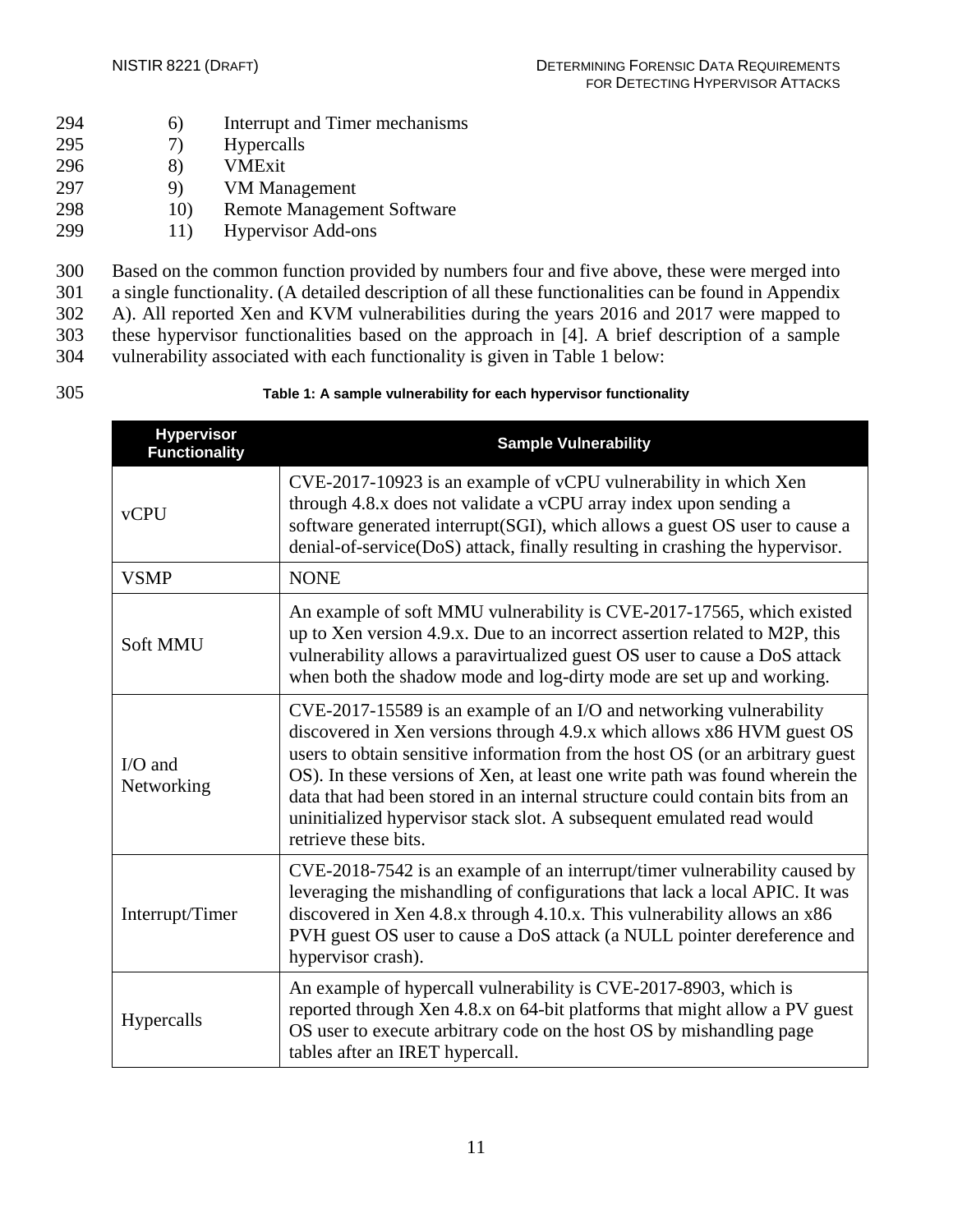6) Interrupt and Timer mechanisms
7) Hypercalls
8) VMExit
9) VM Management
10) Remote Management Software
11) Hypervisor Add-ons

Based on the common function provided by numbers four and five above, these were merged into a single functionality. (A detailed description of all these functionalities can be found in Appendix A). All reported Xen and KVM vulnerabilities during the years 2016 and 2017 were mapped to these hypervisor functionalities based on the approach in [4]. A brief description of a sample vulnerability associated with each functionality is given in Table 1 below:

**Table 1: A sample vulnerability for each hypervisor functionality**

| Hypervisor Functionality | Sample Vulnerability |
|---|---|
| vCPU | CVE-2017-10923 is an example of vCPU vulnerability in which Xen through 4.8.x does not validate a vCPU array index upon sending a software generated interrupt(SGI), which allows a guest OS user to cause a denial-of-service(DoS) attack, finally resulting in crashing the hypervisor. |
| VSMP | NONE |
| Soft MMU | An example of soft MMU vulnerability is CVE-2017-17565, which existed up to Xen version 4.9.x. Due to an incorrect assertion related to M2P, this vulnerability allows a paravirtualized guest OS user to cause a DoS attack when both the shadow mode and log-dirty mode are set up and working. |
| I/O and Networking | CVE-2017-15589 is an example of an I/O and networking vulnerability discovered in Xen versions through 4.9.x which allows x86 HVM guest OS users to obtain sensitive information from the host OS (or an arbitrary guest OS). In these versions of Xen, at least one write path was found wherein the data that had been stored in an internal structure could contain bits from an uninitialized hypervisor stack slot. A subsequent emulated read would retrieve these bits. |
| Interrupt/Timer | CVE-2018-7542 is an example of an interrupt/timer vulnerability caused by leveraging the mishandling of configurations that lack a local APIC. It was discovered in Xen 4.8.x through 4.10.x. This vulnerability allows an x86 PVH guest OS user to cause a DoS attack (a NULL pointer dereference and hypervisor crash). |
| Hypercalls | An example of hypercall vulnerability is CVE-2017-8903, which is reported through Xen 4.8.x on 64-bit platforms that might allow a PV guest OS user to execute arbitrary code on the host OS by mishandling page tables after an IRET hypercall. |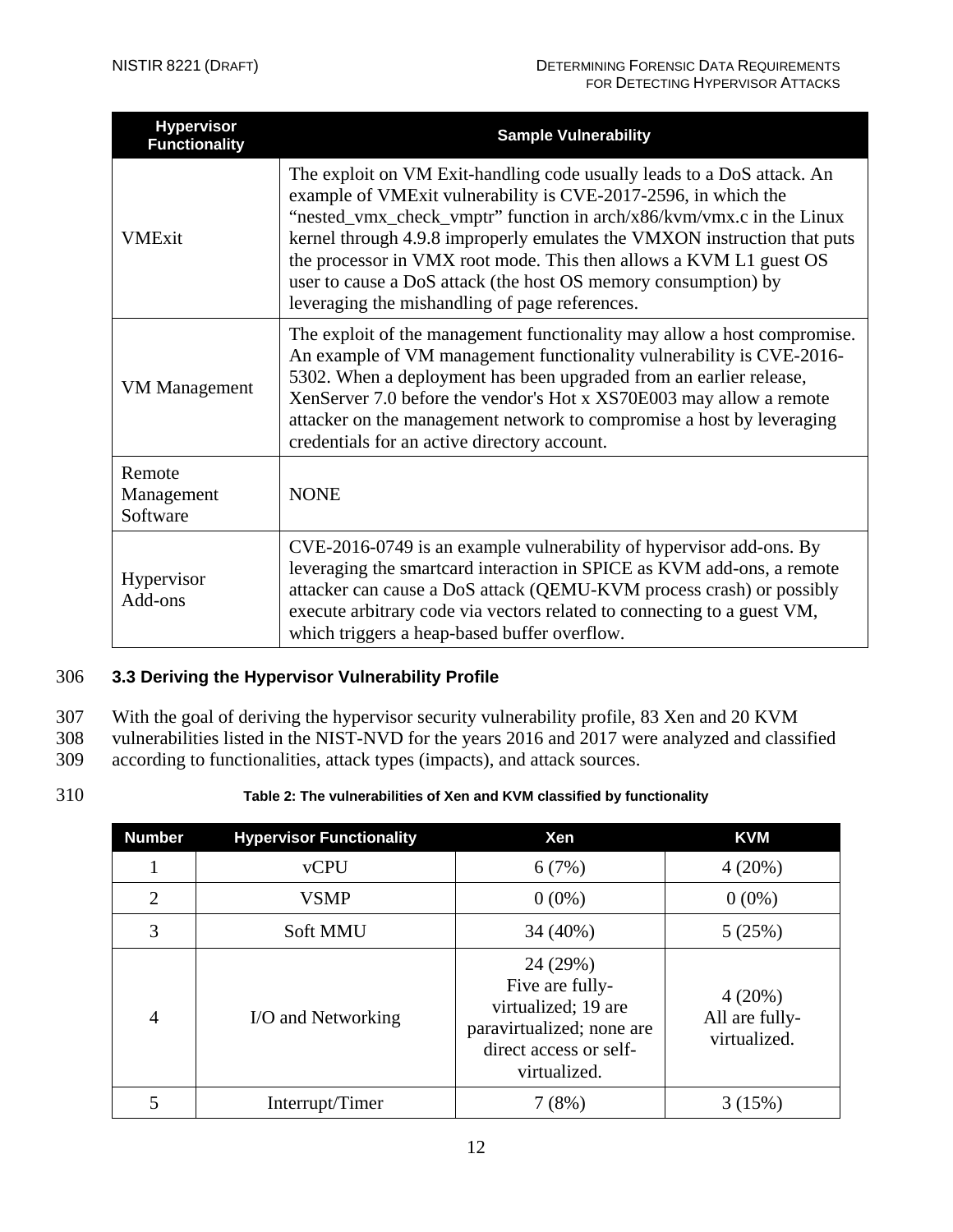| Hypervisor Functionality | Sample Vulnerability |
| --- | --- |
| VMExit | The exploit on VM Exit-handling code usually leads to a DoS attack. An example of VMExit vulnerability is CVE-2017-2596, in which the "nested_vmx_check_vmptr" function in arch/x86/kvm/vmx.c in the Linux kernel through 4.9.8 improperly emulates the VMXON instruction that puts the processor in VMX root mode. This then allows a KVM L1 guest OS user to cause a DoS attack (the host OS memory consumption) by leveraging the mishandling of page references. |
| VM Management | The exploit of the management functionality may allow a host compromise. An example of VM management functionality vulnerability is CVE-2016-5302. When a deployment has been upgraded from an earlier release, XenServer 7.0 before the vendor's Hot x XS70E003 may allow a remote attacker on the management network to compromise a host by leveraging credentials for an active directory account. |
| Remote Management Software | NONE |
| Hypervisor Add-ons | CVE-2016-0749 is an example vulnerability of hypervisor add-ons. By leveraging the smartcard interaction in SPICE as KVM add-ons, a remote attacker can cause a DoS attack (QEMU-KVM process crash) or possibly execute arbitrary code via vectors related to connecting to a guest VM, which triggers a heap-based buffer overflow. |

### 3.3 Deriving the Hypervisor Vulnerability Profile

With the goal of deriving the hypervisor security vulnerability profile, 83 Xen and 20 KVM vulnerabilities listed in the NIST-NVD for the years 2016 and 2017 were analyzed and classified according to functionalities, attack types (impacts), and attack sources.

**Table 2: The vulnerabilities of Xen and KVM classified by functionality**

| Number | Hypervisor Functionality | Xen | KVM |
| --- | --- | --- | --- |
| 1 | vCPU | 6 (7%) | 4 (20%) |
| 2 | VSMP | 0 (0%) | 0 (0%) |
| 3 | Soft MMU | 34 (40%) | 5 (25%) |
| 4 | I/O and Networking | 24 (29%) Five are fully-virtualized; 19 are paravirtualized; none are direct access or self-virtualized. | 4 (20%) All are fully-virtualized. |
| 5 | Interrupt/Timer | 7 (8%) | 3 (15%) |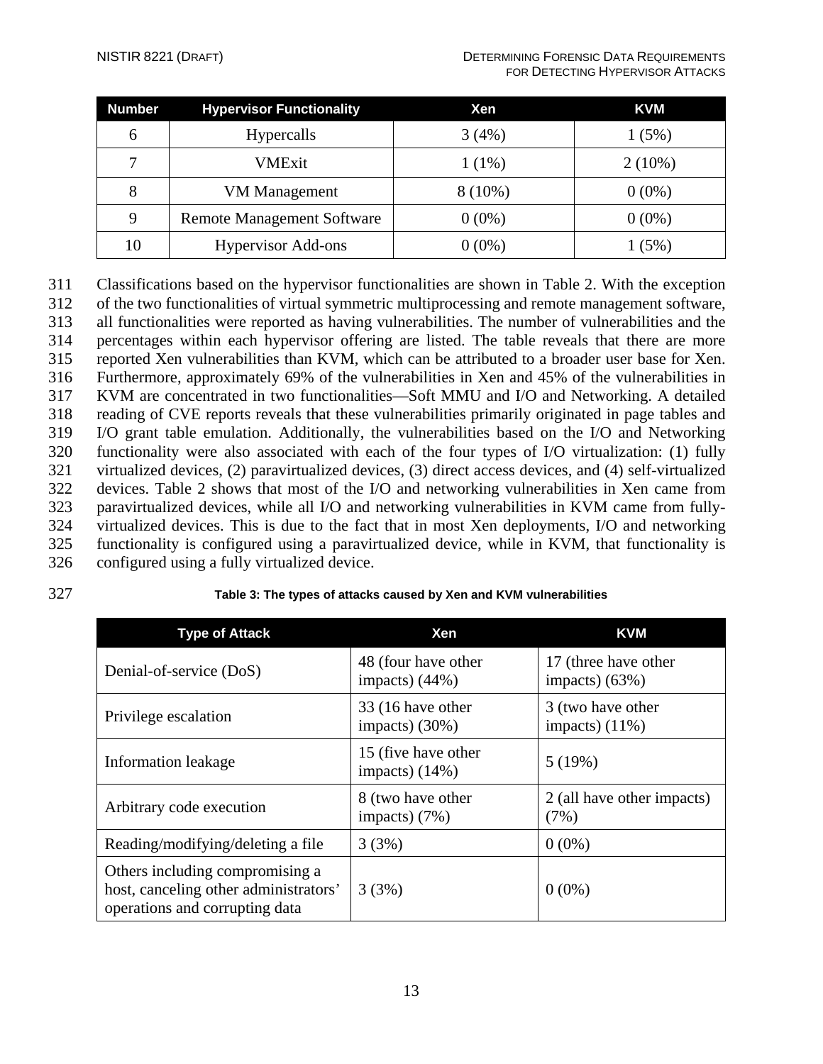| Number | Hypervisor Functionality | Xen | KVM |
|---|---|---|---|
| 6 | Hypercalls | 3 (4%) | 1 (5%) |
| 7 | VMExit | 1 (1%) | 2 (10%) |
| 8 | VM Management | 8 (10%) | 0 (0%) |
| 9 | Remote Management Software | 0 (0%) | 0 (0%) |
| 10 | Hypervisor Add-ons | 0 (0%) | 1 (5%) |

Classifications based on the hypervisor functionalities are shown in Table 2. With the exception of the two functionalities of virtual symmetric multiprocessing and remote management software, all functionalities were reported as having vulnerabilities. The number of vulnerabilities and the percentages within each hypervisor offering are listed. The table reveals that there are more reported Xen vulnerabilities than KVM, which can be attributed to a broader user base for Xen. Furthermore, approximately 69% of the vulnerabilities in Xen and 45% of the vulnerabilities in KVM are concentrated in two functionalities—Soft MMU and I/O and Networking. A detailed reading of CVE reports reveals that these vulnerabilities primarily originated in page tables and I/O grant table emulation. Additionally, the vulnerabilities based on the I/O and Networking functionality were also associated with each of the four types of I/O virtualization: (1) fully virtualized devices, (2) paravirtualized devices, (3) direct access devices, and (4) self-virtualized devices. Table 2 shows that most of the I/O and networking vulnerabilities in Xen came from paravirtualized devices, while all I/O and networking vulnerabilities in KVM came from fully-virtualized devices. This is due to the fact that in most Xen deployments, I/O and networking functionality is configured using a paravirtualized device, while in KVM, that functionality is configured using a fully virtualized device.

**Table 3: The types of attacks caused by Xen and KVM vulnerabilities**

| Type of Attack | Xen | KVM |
|---|---|---|
| Denial-of-service (DoS) | 48 (four have other impacts) (44%) | 17 (three have other impacts) (63%) |
| Privilege escalation | 33 (16 have other impacts) (30%) | 3 (two have other impacts) (11%) |
| Information leakage | 15 (five have other impacts) (14%) | 5 (19%) |
| Arbitrary code execution | 8 (two have other impacts) (7%) | 2 (all have other impacts) (7%) |
| Reading/modifying/deleting a file | 3 (3%) | 0 (0%) |
| Others including compromising a host, canceling other administrators' operations and corrupting data | 3 (3%) | 0 (0%) |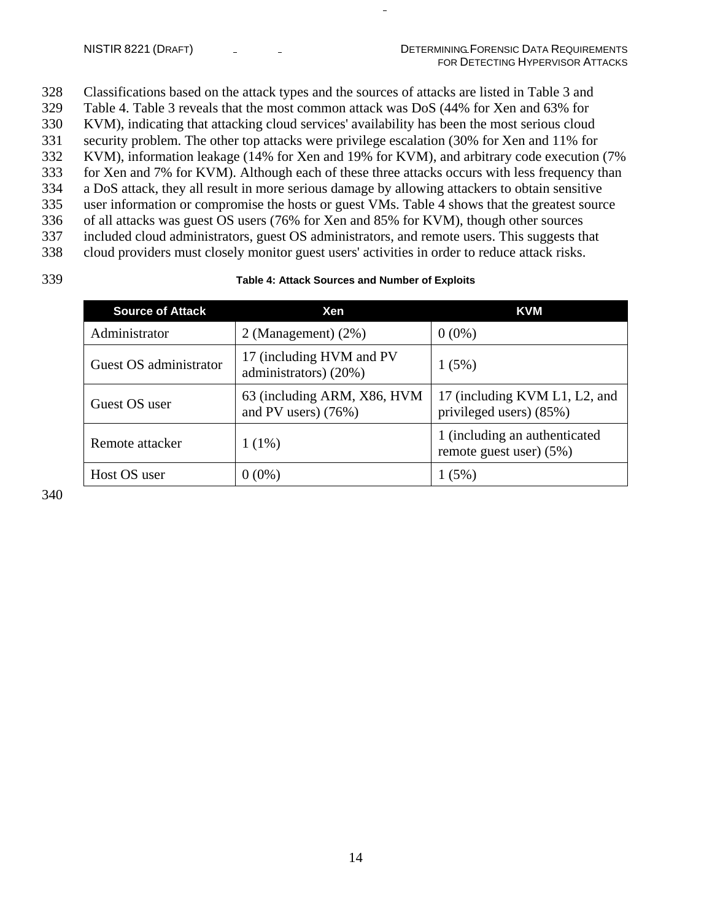Classifications based on the attack types and the sources of attacks are listed in Table 3 and Table 4. Table 3 reveals that the most common attack was DoS (44% for Xen and 63% for KVM), indicating that attacking cloud services' availability has been the most serious cloud security problem. The other top attacks were privilege escalation (30% for Xen and 11% for KVM), information leakage (14% for Xen and 19% for KVM), and arbitrary code execution (7% for Xen and 7% for KVM). Although each of these three attacks occurs with less frequency than a DoS attack, they all result in more serious damage by allowing attackers to obtain sensitive user information or compromise the hosts or guest VMs. Table 4 shows that the greatest source of all attacks was guest OS users (76% for Xen and 85% for KVM), though other sources included cloud administrators, guest OS administrators, and remote users. This suggests that cloud providers must closely monitor guest users' activities in order to reduce attack risks.

**Table 4: Attack Sources and Number of Exploits**

| Source of Attack | Xen | KVM |
|---|---|---|
| Administrator | 2 (Management) (2%) | 0 (0%) |
| Guest OS administrator | 17 (including HVM and PV administrators) (20%) | 1 (5%) |
| Guest OS user | 63 (including ARM, X86, HVM and PV users) (76%) | 17 (including KVM L1, L2, and privileged users) (85%) |
| Remote attacker | 1 (1%) | 1 (including an authenticated remote guest user) (5%) |
| Host OS user | 0 (0%) | 1 (5%) |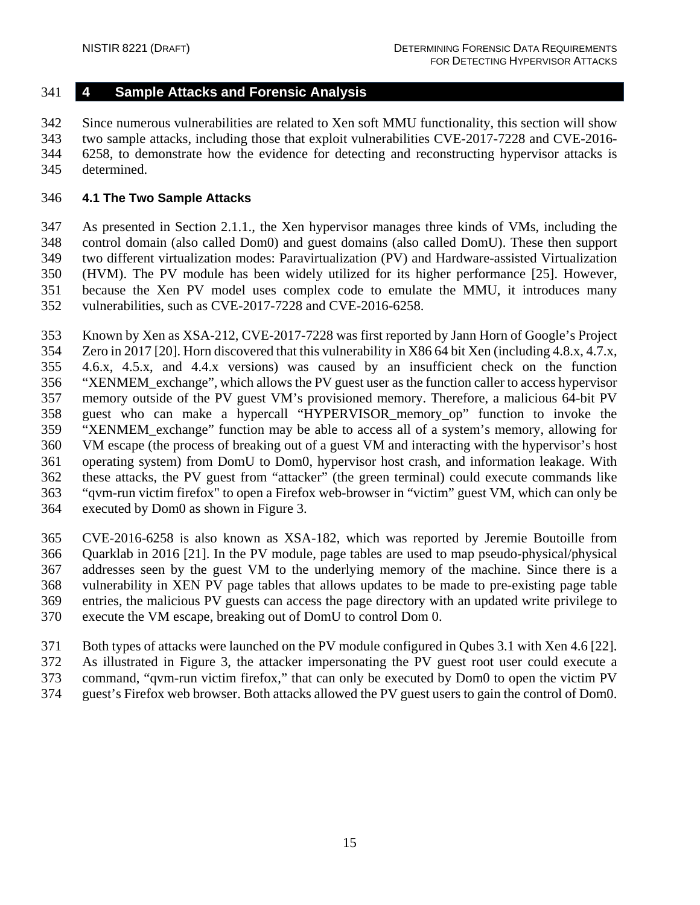# 4 Sample Attacks and Forensic Analysis

Since numerous vulnerabilities are related to Xen soft MMU functionality, this section will show two sample attacks, including those that exploit vulnerabilities CVE-2017-7228 and CVE-2016-6258, to demonstrate how the evidence for detecting and reconstructing hypervisor attacks is determined.

## 4.1 The Two Sample Attacks

As presented in Section 2.1.1., the Xen hypervisor manages three kinds of VMs, including the control domain (also called Dom0) and guest domains (also called DomU). These then support two different virtualization modes: Paravirtualization (PV) and Hardware-assisted Virtualization (HVM). The PV module has been widely utilized for its higher performance [25]. However, because the Xen PV model uses complex code to emulate the MMU, it introduces many vulnerabilities, such as CVE-2017-7228 and CVE-2016-6258.

Known by Xen as XSA-212, CVE-2017-7228 was first reported by Jann Horn of Google's Project Zero in 2017 [20]. Horn discovered that this vulnerability in X86 64 bit Xen (including 4.8.x, 4.7.x, 4.6.x, 4.5.x, and 4.4.x versions) was caused by an insufficient check on the function "XENMEM_exchange", which allows the PV guest user as the function caller to access hypervisor memory outside of the PV guest VM's provisioned memory. Therefore, a malicious 64-bit PV guest who can make a hypercall "HYPERVISOR_memory_op" function to invoke the "XENMEM_exchange" function may be able to access all of a system's memory, allowing for VM escape (the process of breaking out of a guest VM and interacting with the hypervisor's host operating system) from DomU to Dom0, hypervisor host crash, and information leakage. With these attacks, the PV guest from "attacker" (the green terminal) could execute commands like "qvm-run victim firefox" to open a Firefox web-browser in "victim" guest VM, which can only be executed by Dom0 as shown in Figure 3.

CVE-2016-6258 is also known as XSA-182, which was reported by Jeremie Boutoille from Quarklab in 2016 [21]. In the PV module, page tables are used to map pseudo-physical/physical addresses seen by the guest VM to the underlying memory of the machine. Since there is a vulnerability in XEN PV page tables that allows updates to be made to pre-existing page table entries, the malicious PV guests can access the page directory with an updated write privilege to execute the VM escape, breaking out of DomU to control Dom 0.

Both types of attacks were launched on the PV module configured in Qubes 3.1 with Xen 4.6 [22]. As illustrated in Figure 3, the attacker impersonating the PV guest root user could execute a command, "qvm-run victim firefox," that can only be executed by Dom0 to open the victim PV guest's Firefox web browser. Both attacks allowed the PV guest users to gain the control of Dom0.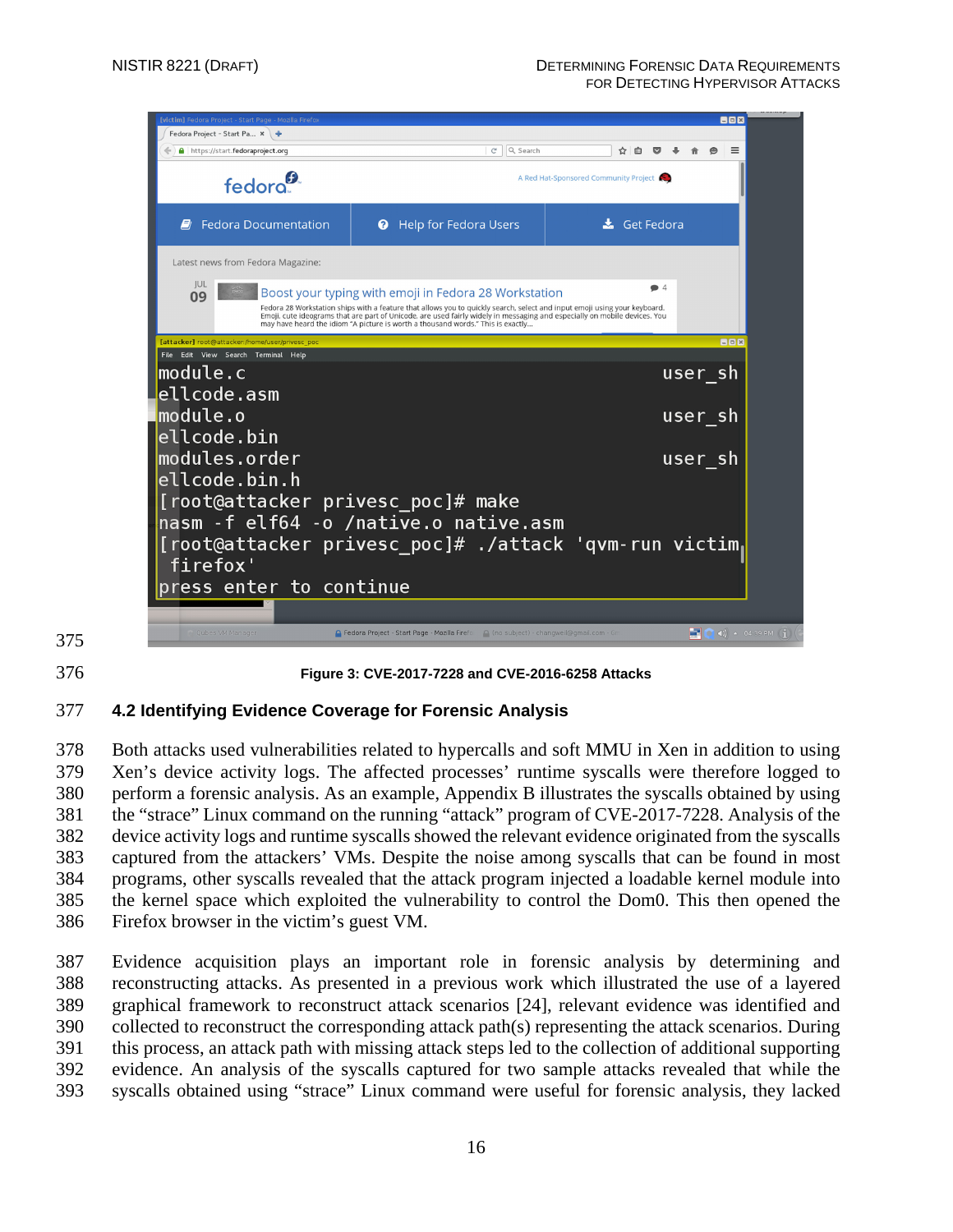Figure 3: CVE-2017-7228 and CVE-2016-6258 Attacks

### 4.2 Identifying Evidence Coverage for Forensic Analysis

Both attacks used vulnerabilities related to hypercalls and soft MMU in Xen in addition to using Xen's device activity logs. The affected processes' runtime syscalls were therefore logged to perform a forensic analysis. As an example, Appendix B illustrates the syscalls obtained by using the "strace" Linux command on the running "attack" program of CVE-2017-7228. Analysis of the device activity logs and runtime syscalls showed the relevant evidence originated from the syscalls captured from the attackers' VMs. Despite the noise among syscalls that can be found in most programs, other syscalls revealed that the attack program injected a loadable kernel module into the kernel space which exploited the vulnerability to control the Dom0. This then opened the Firefox browser in the victim's guest VM.

Evidence acquisition plays an important role in forensic analysis by determining and reconstructing attacks. As presented in a previous work which illustrated the use of a layered graphical framework to reconstruct attack scenarios [24], relevant evidence was identified and collected to reconstruct the corresponding attack path(s) representing the attack scenarios. During this process, an attack path with missing attack steps led to the collection of additional supporting evidence. An analysis of the syscalls captured for two sample attacks revealed that while the syscalls obtained using "strace" Linux command were useful for forensic analysis, they lacked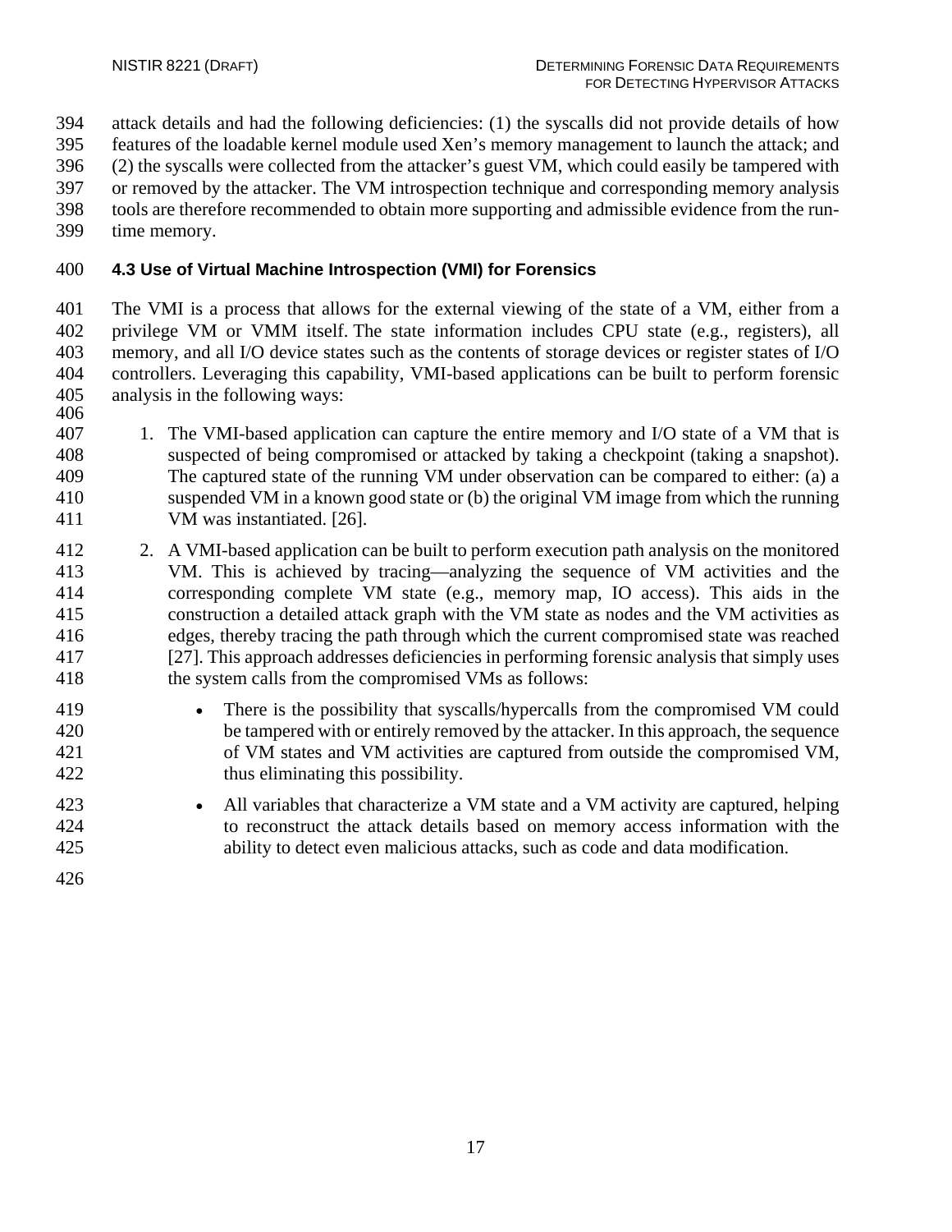attack details and had the following deficiencies: (1) the syscalls did not provide details of how features of the loadable kernel module used Xen's memory management to launch the attack; and (2) the syscalls were collected from the attacker's guest VM, which could easily be tampered with or removed by the attacker. The VM introspection technique and corresponding memory analysis tools are therefore recommended to obtain more supporting and admissible evidence from the run-time memory.

### 4.3 Use of Virtual Machine Introspection (VMI) for Forensics

The VMI is a process that allows for the external viewing of the state of a VM, either from a privilege VM or VMM itself. The state information includes CPU state (e.g., registers), all memory, and all I/O device states such as the contents of storage devices or register states of I/O controllers. Leveraging this capability, VMI-based applications can be built to perform forensic analysis in the following ways:

1. The VMI-based application can capture the entire memory and I/O state of a VM that is suspected of being compromised or attacked by taking a checkpoint (taking a snapshot). The captured state of the running VM under observation can be compared to either: (a) a suspended VM in a known good state or (b) the original VM image from which the running VM was instantiated. [26].

2. A VMI-based application can be built to perform execution path analysis on the monitored VM. This is achieved by tracing—analyzing the sequence of VM activities and the corresponding complete VM state (e.g., memory map, IO access). This aids in the construction a detailed attack graph with the VM state as nodes and the VM activities as edges, thereby tracing the path through which the current compromised state was reached [27]. This approach addresses deficiencies in performing forensic analysis that simply uses the system calls from the compromised VMs as follows:

    - There is the possibility that syscalls/hypercalls from the compromised VM could be tampered with or entirely removed by the attacker. In this approach, the sequence of VM states and VM activities are captured from outside the compromised VM, thus eliminating this possibility.

    - All variables that characterize a VM state and a VM activity are captured, helping to reconstruct the attack details based on memory access information with the ability to detect even malicious attacks, such as code and data modification.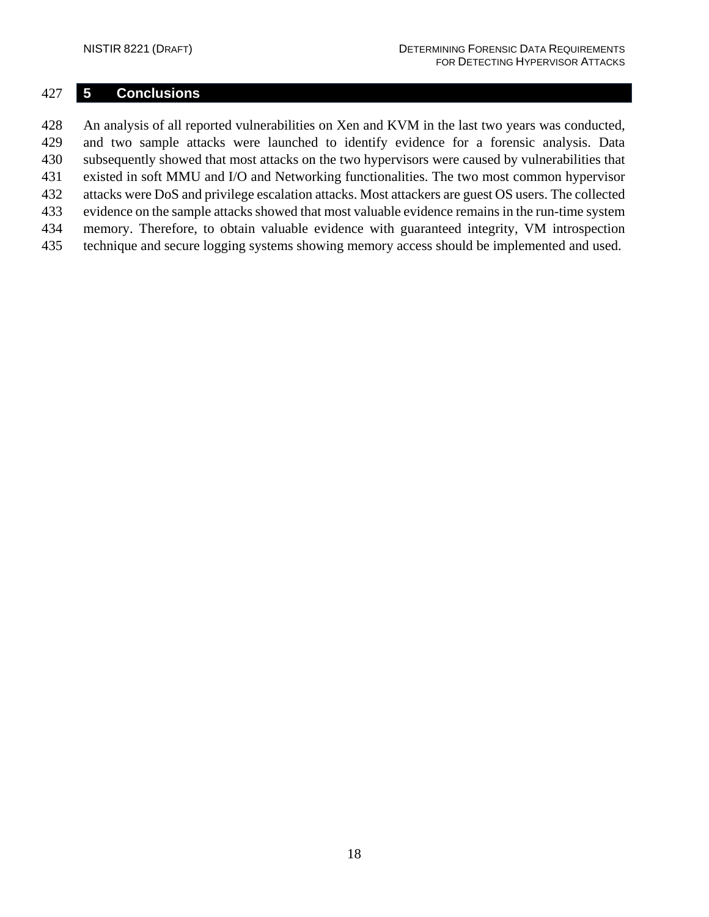# 5 Conclusions

An analysis of all reported vulnerabilities on Xen and KVM in the last two years was conducted, and two sample attacks were launched to identify evidence for a forensic analysis. Data subsequently showed that most attacks on the two hypervisors were caused by vulnerabilities that existed in soft MMU and I/O and Networking functionalities. The two most common hypervisor attacks were DoS and privilege escalation attacks. Most attackers are guest OS users. The collected evidence on the sample attacks showed that most valuable evidence remains in the run-time system memory. Therefore, to obtain valuable evidence with guaranteed integrity, VM introspection technique and secure logging systems showing memory access should be implemented and used.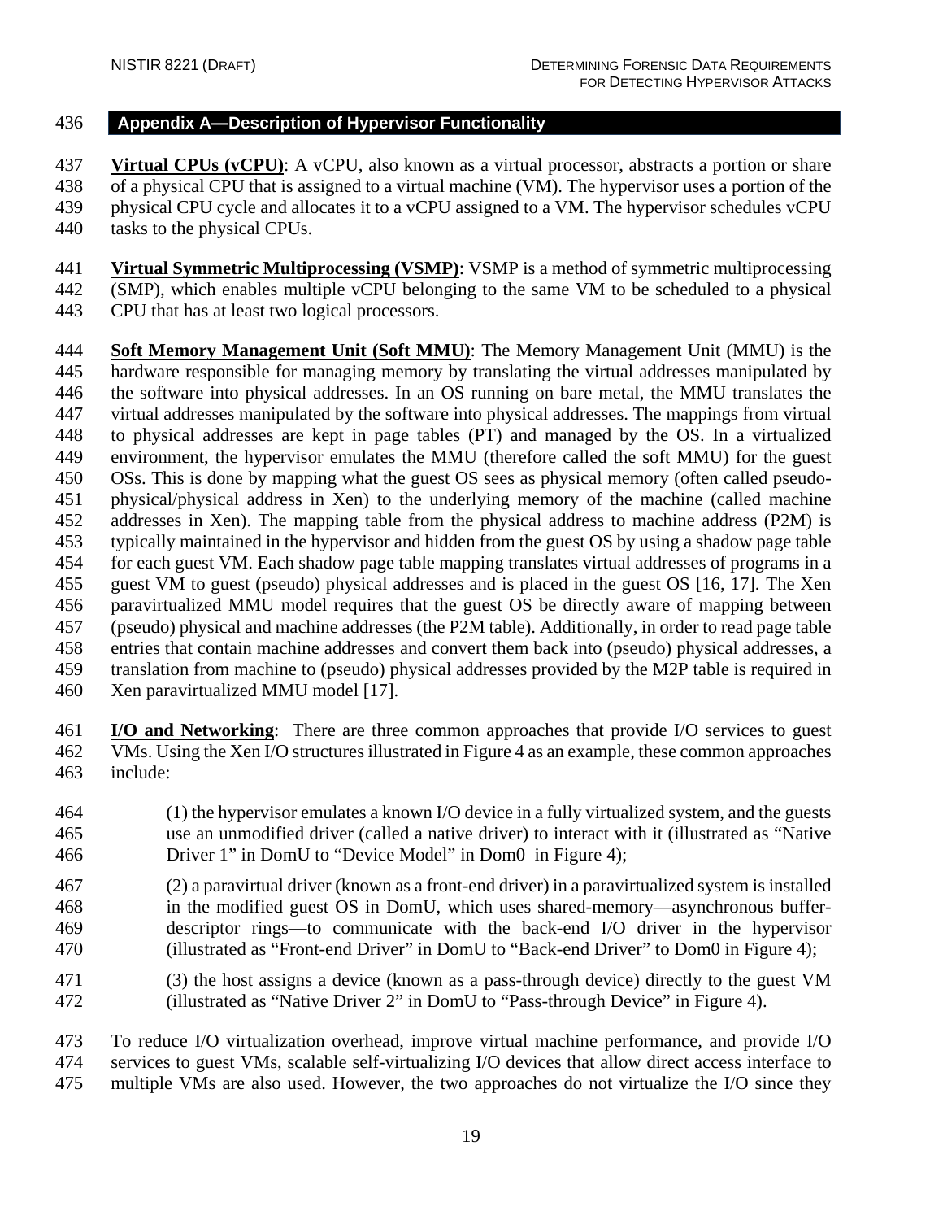## Appendix A—Description of Hypervisor Functionality

**Virtual CPUs (vCPU)**: A vCPU, also known as a virtual processor, abstracts a portion or share of a physical CPU that is assigned to a virtual machine (VM). The hypervisor uses a portion of the physical CPU cycle and allocates it to a vCPU assigned to a VM. The hypervisor schedules vCPU tasks to the physical CPUs.

**Virtual Symmetric Multiprocessing (VSMP)**: VSMP is a method of symmetric multiprocessing (SMP), which enables multiple vCPU belonging to the same VM to be scheduled to a physical CPU that has at least two logical processors.

**Soft Memory Management Unit (Soft MMU)**: The Memory Management Unit (MMU) is the hardware responsible for managing memory by translating the virtual addresses manipulated by the software into physical addresses. In an OS running on bare metal, the MMU translates the virtual addresses manipulated by the software into physical addresses. The mappings from virtual to physical addresses are kept in page tables (PT) and managed by the OS. In a virtualized environment, the hypervisor emulates the MMU (therefore called the soft MMU) for the guest OSs. This is done by mapping what the guest OS sees as physical memory (often called pseudo-physical/physical address in Xen) to the underlying memory of the machine (called machine addresses in Xen). The mapping table from the physical address to machine address (P2M) is typically maintained in the hypervisor and hidden from the guest OS by using a shadow page table for each guest VM. Each shadow page table mapping translates virtual addresses of programs in a guest VM to guest (pseudo) physical addresses and is placed in the guest OS [16, 17]. The Xen paravirtualized MMU model requires that the guest OS be directly aware of mapping between (pseudo) physical and machine addresses (the P2M table). Additionally, in order to read page table entries that contain machine addresses and convert them back into (pseudo) physical addresses, a translation from machine to (pseudo) physical addresses provided by the M2P table is required in Xen paravirtualized MMU model [17].

**I/O and Networking**: There are three common approaches that provide I/O services to guest VMs. Using the Xen I/O structures illustrated in Figure 4 as an example, these common approaches include:

(1) the hypervisor emulates a known I/O device in a fully virtualized system, and the guests use an unmodified driver (called a native driver) to interact with it (illustrated as "Native Driver 1" in DomU to "Device Model" in Dom0 in Figure 4);

(2) a paravirtual driver (known as a front-end driver) in a paravirtualized system is installed in the modified guest OS in DomU, which uses shared-memory—asynchronous buffer-descriptor rings—to communicate with the back-end I/O driver in the hypervisor (illustrated as "Front-end Driver" in DomU to "Back-end Driver" to Dom0 in Figure 4);

(3) the host assigns a device (known as a pass-through device) directly to the guest VM (illustrated as "Native Driver 2" in DomU to "Pass-through Device" in Figure 4).

To reduce I/O virtualization overhead, improve virtual machine performance, and provide I/O services to guest VMs, scalable self-virtualizing I/O devices that allow direct access interface to multiple VMs are also used. However, the two approaches do not virtualize the I/O since they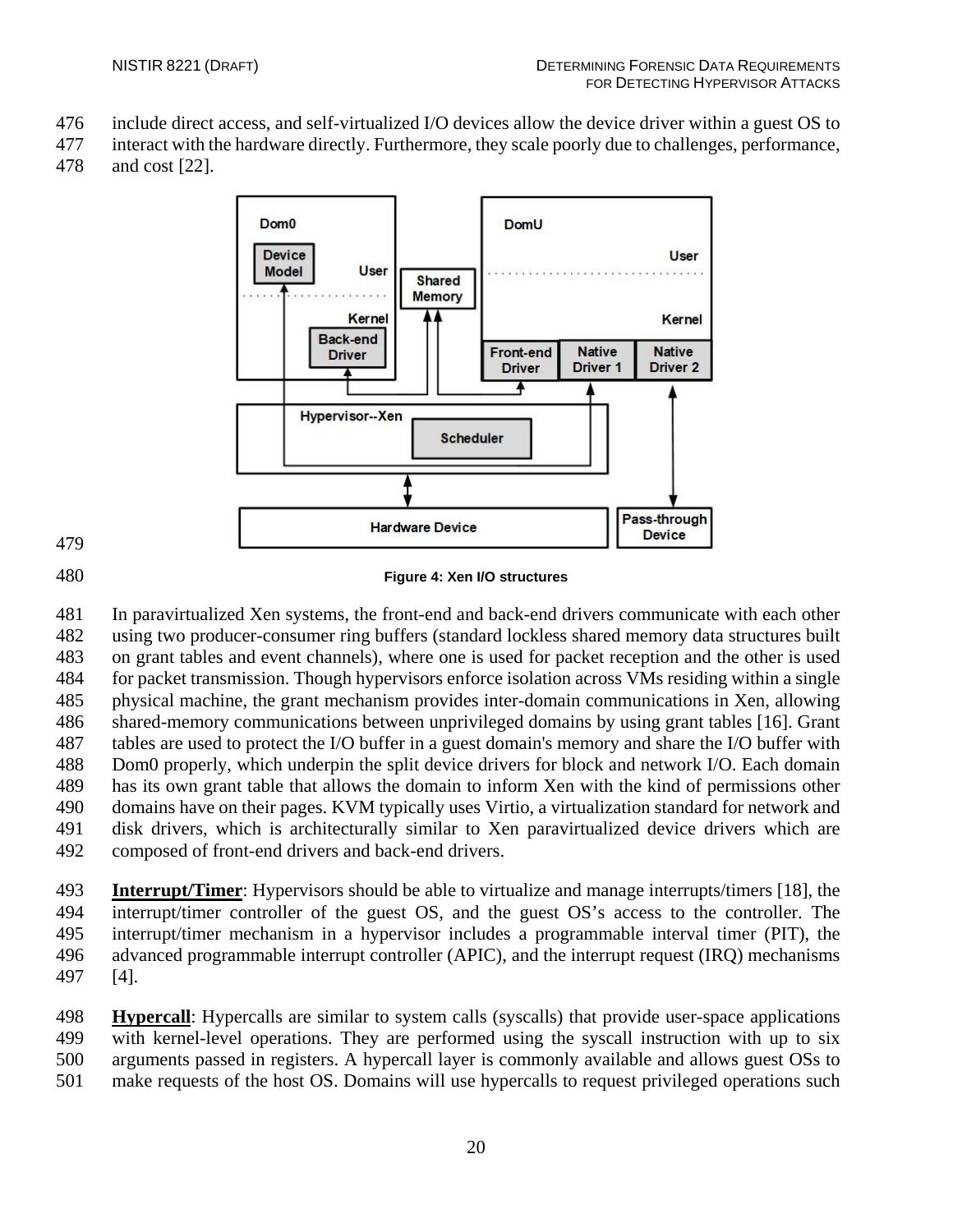include direct access, and self-virtualized I/O devices allow the device driver within a guest OS to interact with the hardware directly. Furthermore, they scale poorly due to challenges, performance, and cost [22].

**Figure 4: Xen I/O structures**

In paravirtualized Xen systems, the front-end and back-end drivers communicate with each other using two producer-consumer ring buffers (standard lockless shared memory data structures built on grant tables and event channels), where one is used for packet reception and the other is used for packet transmission. Though hypervisors enforce isolation across VMs residing within a single physical machine, the grant mechanism provides inter-domain communications in Xen, allowing shared-memory communications between unprivileged domains by using grant tables [16]. Grant tables are used to protect the I/O buffer in a guest domain's memory and share the I/O buffer with Dom0 properly, which underpin the split device drivers for block and network I/O. Each domain has its own grant table that allows the domain to inform Xen with the kind of permissions other domains have on their pages. KVM typically uses Virtio, a virtualization standard for network and disk drivers, which is architecturally similar to Xen paravirtualized device drivers which are composed of front-end drivers and back-end drivers.

**Interrupt/Timer**: Hypervisors should be able to virtualize and manage interrupts/timers [18], the interrupt/timer controller of the guest OS, and the guest OS's access to the controller. The interrupt/timer mechanism in a hypervisor includes a programmable interval timer (PIT), the advanced programmable interrupt controller (APIC), and the interrupt request (IRQ) mechanisms [4].

**Hypercall**: Hypercalls are similar to system calls (syscalls) that provide user-space applications with kernel-level operations. They are performed using the syscall instruction with up to six arguments passed in registers. A hypercall layer is commonly available and allows guest OSs to make requests of the host OS. Domains will use hypercalls to request privileged operations such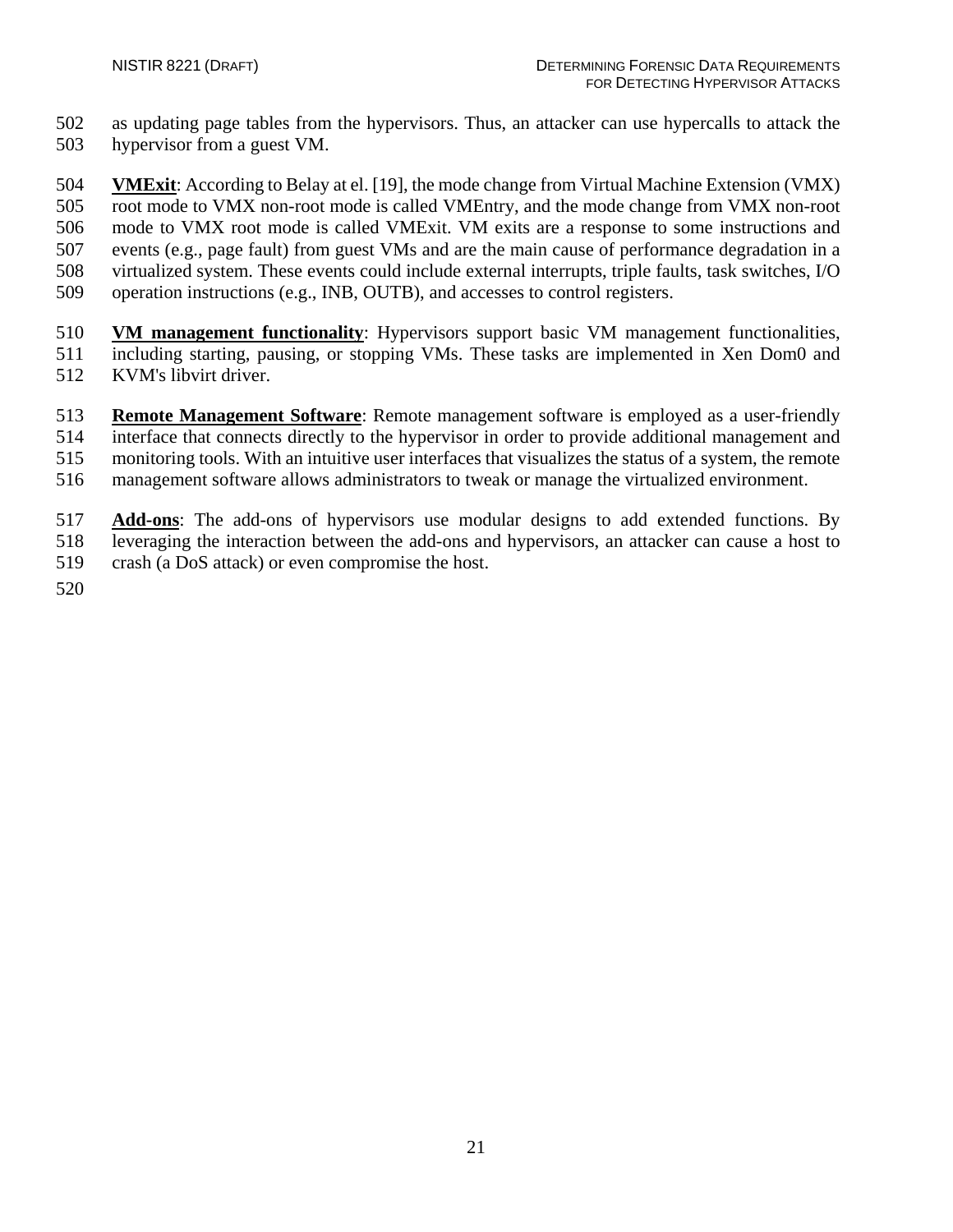as updating page tables from the hypervisors. Thus, an attacker can use hypercalls to attack the hypervisor from a guest VM.

**<u>VMExit</u>**: According to Belay at el. [19], the mode change from Virtual Machine Extension (VMX) root mode to VMX non-root mode is called VMEntry, and the mode change from VMX non-root mode to VMX root mode is called VMExit. VM exits are a response to some instructions and events (e.g., page fault) from guest VMs and are the main cause of performance degradation in a virtualized system. These events could include external interrupts, triple faults, task switches, I/O operation instructions (e.g., INB, OUTB), and accesses to control registers.

**<u>VM management functionality</u>**: Hypervisors support basic VM management functionalities, including starting, pausing, or stopping VMs. These tasks are implemented in Xen Dom0 and KVM's libvirt driver.

**<u>Remote Management Software</u>**: Remote management software is employed as a user-friendly interface that connects directly to the hypervisor in order to provide additional management and monitoring tools. With an intuitive user interfaces that visualizes the status of a system, the remote management software allows administrators to tweak or manage the virtualized environment.

**<u>Add-ons</u>**: The add-ons of hypervisors use modular designs to add extended functions. By leveraging the interaction between the add-ons and hypervisors, an attacker can cause a host to crash (a DoS attack) or even compromise the host.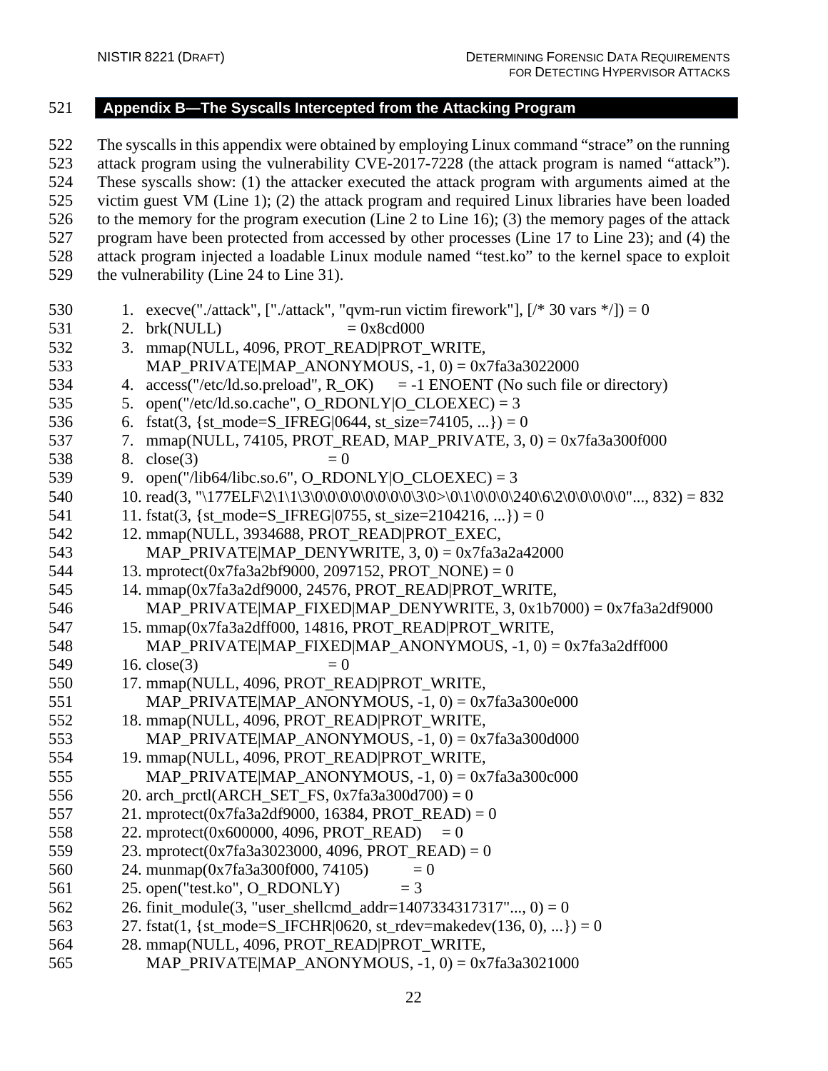## Appendix B—The Syscalls Intercepted from the Attacking Program

The syscalls in this appendix were obtained by employing Linux command "strace" on the running attack program using the vulnerability CVE-2017-7228 (the attack program is named "attack"). These syscalls show: (1) the attacker executed the attack program with arguments aimed at the victim guest VM (Line 1); (2) the attack program and required Linux libraries have been loaded to the memory for the program execution (Line 2 to Line 16); (3) the memory pages of the attack program have been protected from accessed by other processes (Line 17 to Line 23); and (4) the attack program injected a loadable Linux module named "test.ko" to the kernel space to exploit the vulnerability (Line 24 to Line 31).

```
1. execve("./attack", ["./attack", "qvm-run victim firework"], [/* 30 vars */]) = 0
2. brk(NULL)                        = 0x8cd000
3. mmap(NULL, 4096, PROT_READ|PROT_WRITE,
       MAP_PRIVATE|MAP_ANONYMOUS, -1, 0) = 0x7fa3a3022000
4. access("/etc/ld.so.preload", R_OK)      = -1 ENOENT (No such file or directory)
5. open("/etc/ld.so.cache", O_RDONLY|O_CLOEXEC) = 3
6. fstat(3, {st_mode=S_IFREG|0644, st_size=74105, ...}) = 0
7. mmap(NULL, 74105, PROT_READ, MAP_PRIVATE, 3, 0) = 0x7fa3a300f000
8. close(3)                     = 0
9. open("/lib64/libc.so.6", O_RDONLY|O_CLOEXEC) = 3
10. read(3, "\177ELF\2\1\1\3\0\0\0\0\0\0\0\0\3\0>\0\1\0\0\0\240\6\2\0\0\0\0"..., 832) = 832
11. fstat(3, {st_mode=S_IFREG|0755, st_size=2104216, ...}) = 0
12. mmap(NULL, 3934688, PROT_READ|PROT_EXEC,
       MAP_PRIVATE|MAP_DENYWRITE, 3, 0) = 0x7fa3a2a42000
13. mprotect(0x7fa3a2bf9000, 2097152, PROT_NONE) = 0
14. mmap(0x7fa3a2df9000, 24576, PROT_READ|PROT_WRITE,
       MAP_PRIVATE|MAP_FIXED|MAP_DENYWRITE, 3, 0x1b7000) = 0x7fa3a2df9000
15. mmap(0x7fa3a2dff000, 14816, PROT_READ|PROT_WRITE,
       MAP_PRIVATE|MAP_FIXED|MAP_ANONYMOUS, -1, 0) = 0x7fa3a2dff000
16. close(3)                     = 0
17. mmap(NULL, 4096, PROT_READ|PROT_WRITE,
       MAP_PRIVATE|MAP_ANONYMOUS, -1, 0) = 0x7fa3a300e000
18. mmap(NULL, 4096, PROT_READ|PROT_WRITE,
       MAP_PRIVATE|MAP_ANONYMOUS, -1, 0) = 0x7fa3a300d000
19. mmap(NULL, 4096, PROT_READ|PROT_WRITE,
       MAP_PRIVATE|MAP_ANONYMOUS, -1, 0) = 0x7fa3a300c000
20. arch_prctl(ARCH_SET_FS, 0x7fa3a300d700) = 0
21. mprotect(0x7fa3a2df9000, 16384, PROT_READ) = 0
22. mprotect(0x600000, 4096, PROT_READ)     = 0
23. mprotect(0x7fa3a3023000, 4096, PROT_READ) = 0
24. munmap(0x7fa3a300f000, 74105)          = 0
25. open("test.ko", O_RDONLY)            = 3
26. finit_module(3, "user_shellcmd_addr=1407334317317"..., 0) = 0
27. fstat(1, {st_mode=S_IFCHR|0620, st_rdev=makedev(136, 0), ...}) = 0
28. mmap(NULL, 4096, PROT_READ|PROT_WRITE,
       MAP_PRIVATE|MAP_ANONYMOUS, -1, 0) = 0x7fa3a3021000
```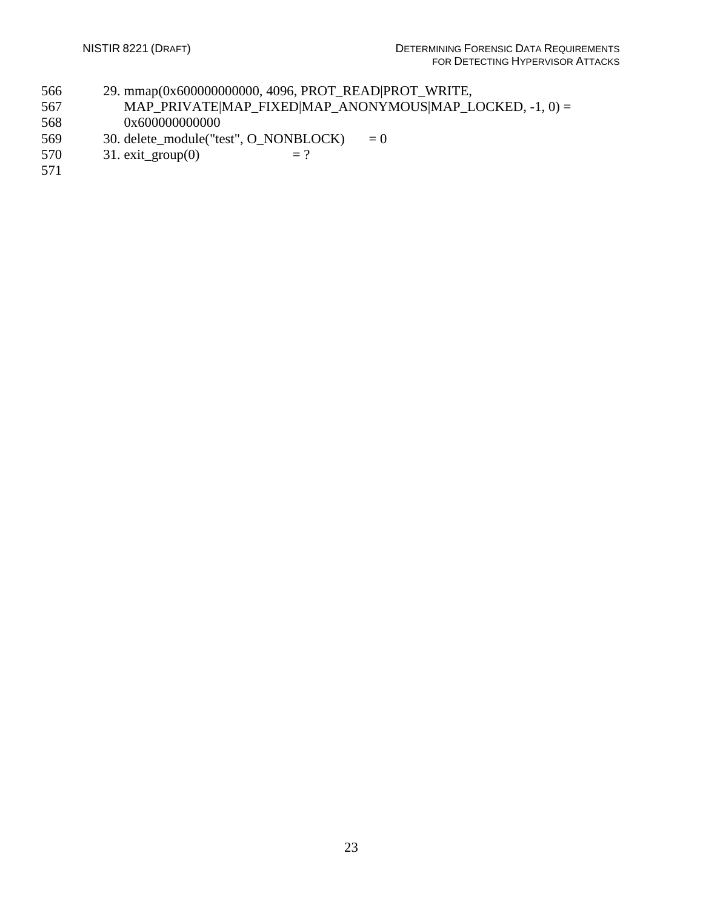29. mmap(0x600000000000, 4096, PROT_READ|PROT_WRITE, MAP_PRIVATE|MAP_FIXED|MAP_ANONYMOUS|MAP_LOCKED, -1, 0) = 0x600000000000
30. delete_module("test", O_NONBLOCK) = 0
31. exit_group(0) = ?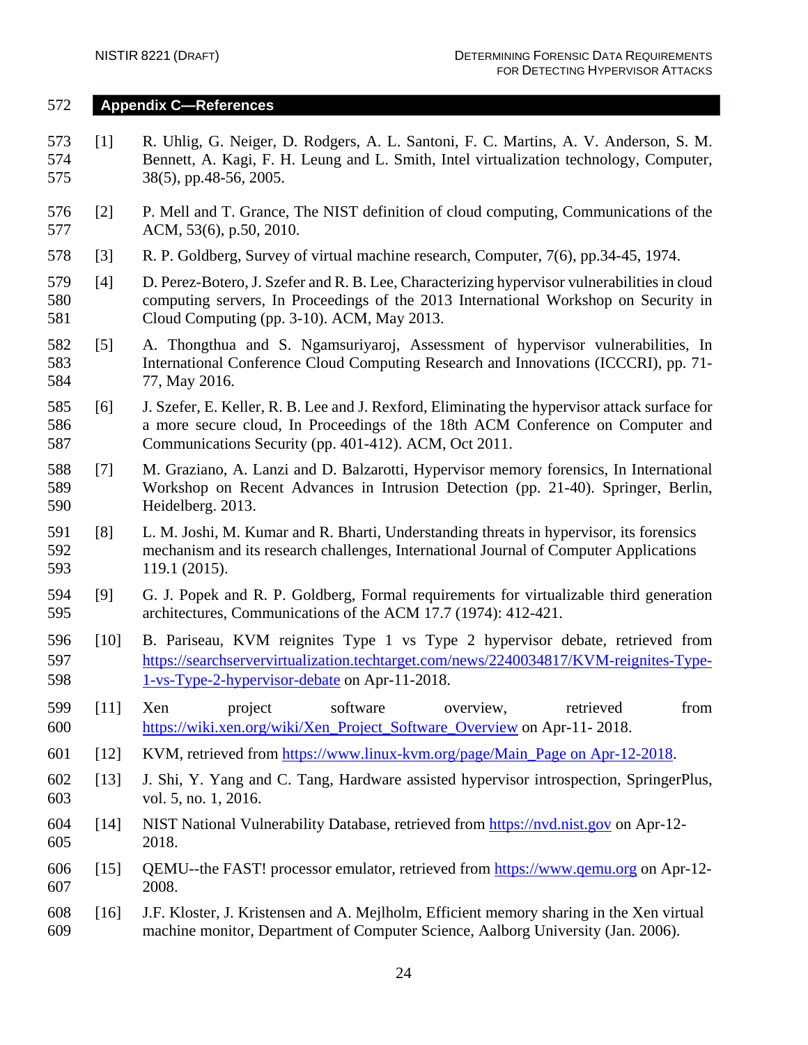## Appendix C—References

[1] R. Uhlig, G. Neiger, D. Rodgers, A. L. Santoni, F. C. Martins, A. V. Anderson, S. M. Bennett, A. Kagi, F. H. Leung and L. Smith, Intel virtualization technology, Computer, 38(5), pp.48-56, 2005.

[2] P. Mell and T. Grance, The NIST definition of cloud computing, Communications of the ACM, 53(6), p.50, 2010.

[3] R. P. Goldberg, Survey of virtual machine research, Computer, 7(6), pp.34-45, 1974.

[4] D. Perez-Botero, J. Szefer and R. B. Lee, Characterizing hypervisor vulnerabilities in cloud computing servers, In Proceedings of the 2013 International Workshop on Security in Cloud Computing (pp. 3-10). ACM, May 2013.

[5] A. Thongthua and S. Ngamsuriyaroj, Assessment of hypervisor vulnerabilities, In International Conference Cloud Computing Research and Innovations (ICCCRI), pp. 71-77, May 2016.

[6] J. Szefer, E. Keller, R. B. Lee and J. Rexford, Eliminating the hypervisor attack surface for a more secure cloud, In Proceedings of the 18th ACM Conference on Computer and Communications Security (pp. 401-412). ACM, Oct 2011.

[7] M. Graziano, A. Lanzi and D. Balzarotti, Hypervisor memory forensics, In International Workshop on Recent Advances in Intrusion Detection (pp. 21-40). Springer, Berlin, Heidelberg. 2013.

[8] L. M. Joshi, M. Kumar and R. Bharti, Understanding threats in hypervisor, its forensics mechanism and its research challenges, International Journal of Computer Applications 119.1 (2015).

[9] G. J. Popek and R. P. Goldberg, Formal requirements for virtualizable third generation architectures, Communications of the ACM 17.7 (1974): 412-421.

[10] B. Pariseau, KVM reignites Type 1 vs Type 2 hypervisor debate, retrieved from https://searchservervirtualization.techtarget.com/news/2240034817/KVM-reignites-Type-1-vs-Type-2-hypervisor-debate on Apr-11-2018.

[11] Xen project software overview, retrieved from https://wiki.xen.org/wiki/Xen_Project_Software_Overview on Apr-11- 2018.

[12] KVM, retrieved from https://www.linux-kvm.org/page/Main_Page on Apr-12-2018.

[13] J. Shi, Y. Yang and C. Tang, Hardware assisted hypervisor introspection, SpringerPlus, vol. 5, no. 1, 2016.

[14] NIST National Vulnerability Database, retrieved from https://nvd.nist.gov on Apr-12-2018.

[15] QEMU--the FAST! processor emulator, retrieved from https://www.qemu.org on Apr-12-2008.

[16] J.F. Kloster, J. Kristensen and A. Mejlholm, Efficient memory sharing in the Xen virtual machine monitor, Department of Computer Science, Aalborg University (Jan. 2006).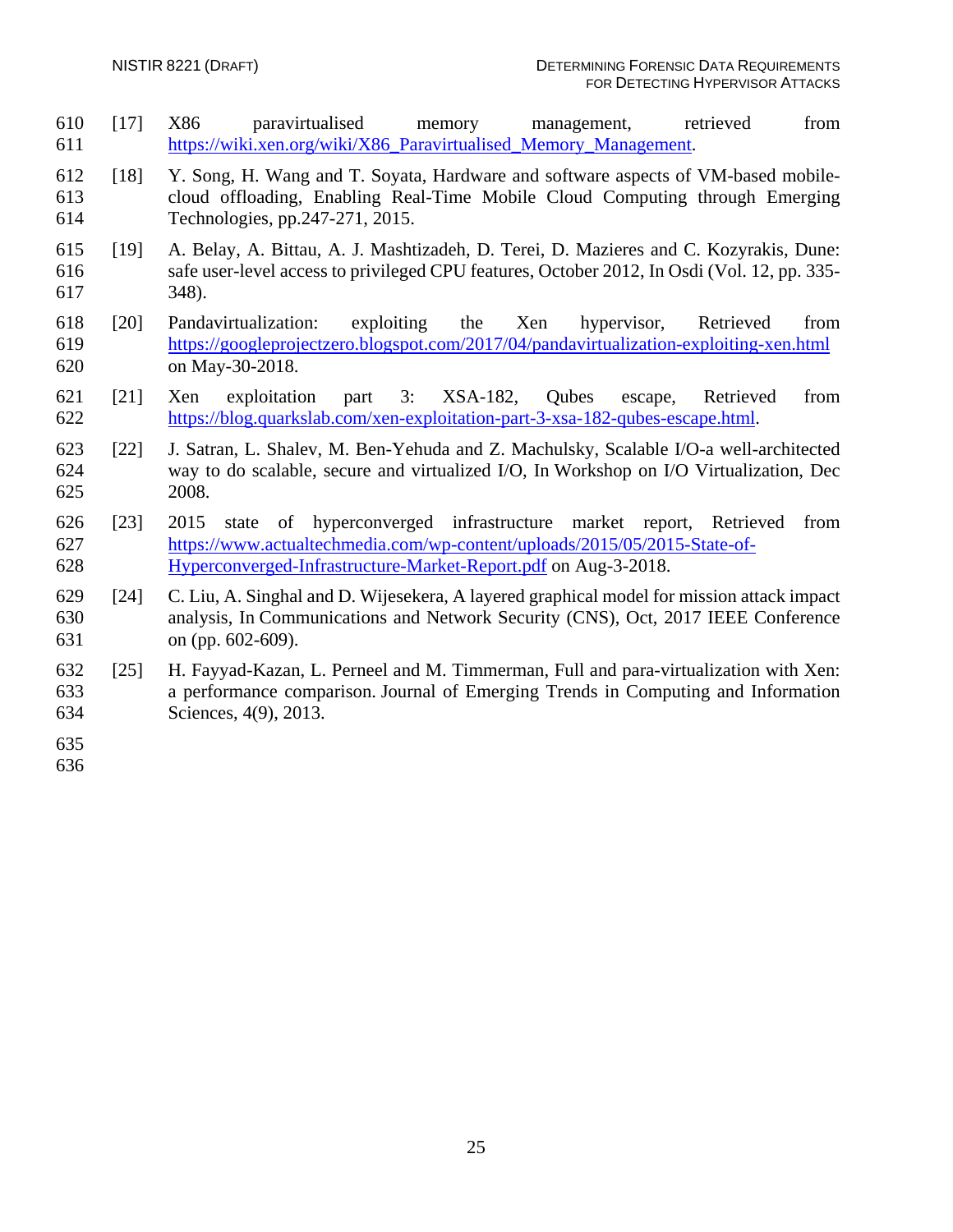[17] X86 paravirtualised memory management, retrieved from https://wiki.xen.org/wiki/X86_Paravirtualised_Memory_Management.

[18] Y. Song, H. Wang and T. Soyata, Hardware and software aspects of VM-based mobile-cloud offloading, Enabling Real-Time Mobile Cloud Computing through Emerging Technologies, pp.247-271, 2015.

[19] A. Belay, A. Bittau, A. J. Mashtizadeh, D. Terei, D. Mazieres and C. Kozyrakis, Dune: safe user-level access to privileged CPU features, October 2012, In Osdi (Vol. 12, pp. 335-348).

[20] Pandavirtualization: exploiting the Xen hypervisor, Retrieved from https://googleprojectzero.blogspot.com/2017/04/pandavirtualization-exploiting-xen.html on May-30-2018.

[21] Xen exploitation part 3: XSA-182, Qubes escape, Retrieved from https://blog.quarkslab.com/xen-exploitation-part-3-xsa-182-qubes-escape.html.

[22] J. Satran, L. Shalev, M. Ben-Yehuda and Z. Machulsky, Scalable I/O-a well-architected way to do scalable, secure and virtualized I/O, In Workshop on I/O Virtualization, Dec 2008.

[23] 2015 state of hyperconverged infrastructure market report, Retrieved from https://www.actualtechmedia.com/wp-content/uploads/2015/05/2015-State-of-Hyperconverged-Infrastructure-Market-Report.pdf on Aug-3-2018.

[24] C. Liu, A. Singhal and D. Wijesekera, A layered graphical model for mission attack impact analysis, In Communications and Network Security (CNS), Oct, 2017 IEEE Conference on (pp. 602-609).

[25] H. Fayyad-Kazan, L. Perneel and M. Timmerman, Full and para-virtualization with Xen: a performance comparison. Journal of Emerging Trends in Computing and Information Sciences, 4(9), 2013.